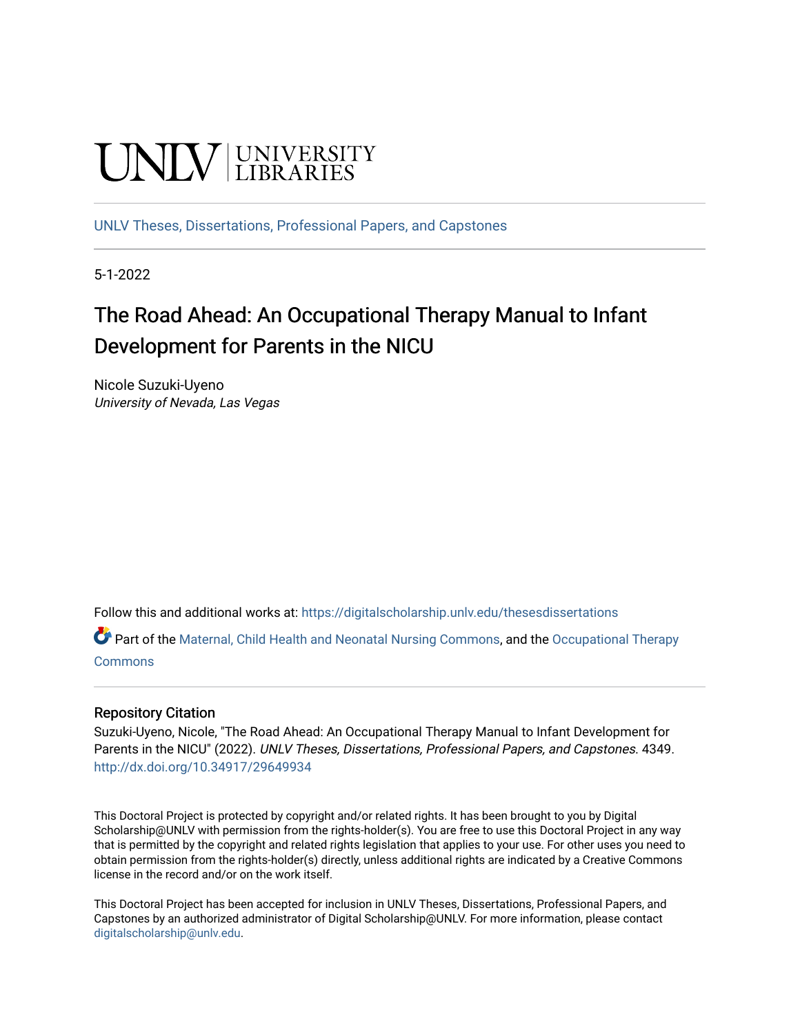UNLV | UNIVERSITY LIBRARIES

UNLV Theses, Dissertations, Professional Papers, and Capstones

5-1-2022

# The Road Ahead: An Occupational Therapy Manual to Infant Development for Parents in the NICU

Nicole Suzuki-Uyeno
*University of Nevada, Las Vegas*

Follow this and additional works at: https://digitalscholarship.unlv.edu/thesesdissertations

Part of the Maternal, Child Health and Neonatal Nursing Commons, and the Occupational Therapy Commons

## Repository Citation

Suzuki-Uyeno, Nicole, "The Road Ahead: An Occupational Therapy Manual to Infant Development for Parents in the NICU" (2022). *UNLV Theses, Dissertations, Professional Papers, and Capstones*. 4349.
http://dx.doi.org/10.34917/29649934

This Doctoral Project is protected by copyright and/or related rights. It has been brought to you by Digital Scholarship@UNLV with permission from the rights-holder(s). You are free to use this Doctoral Project in any way that is permitted by the copyright and related rights legislation that applies to your use. For other uses you need to obtain permission from the rights-holder(s) directly, unless additional rights are indicated by a Creative Commons license in the record and/or on the work itself.

This Doctoral Project has been accepted for inclusion in UNLV Theses, Dissertations, Professional Papers, and Capstones by an authorized administrator of Digital Scholarship@UNLV. For more information, please contact digitalscholarship@unlv.edu.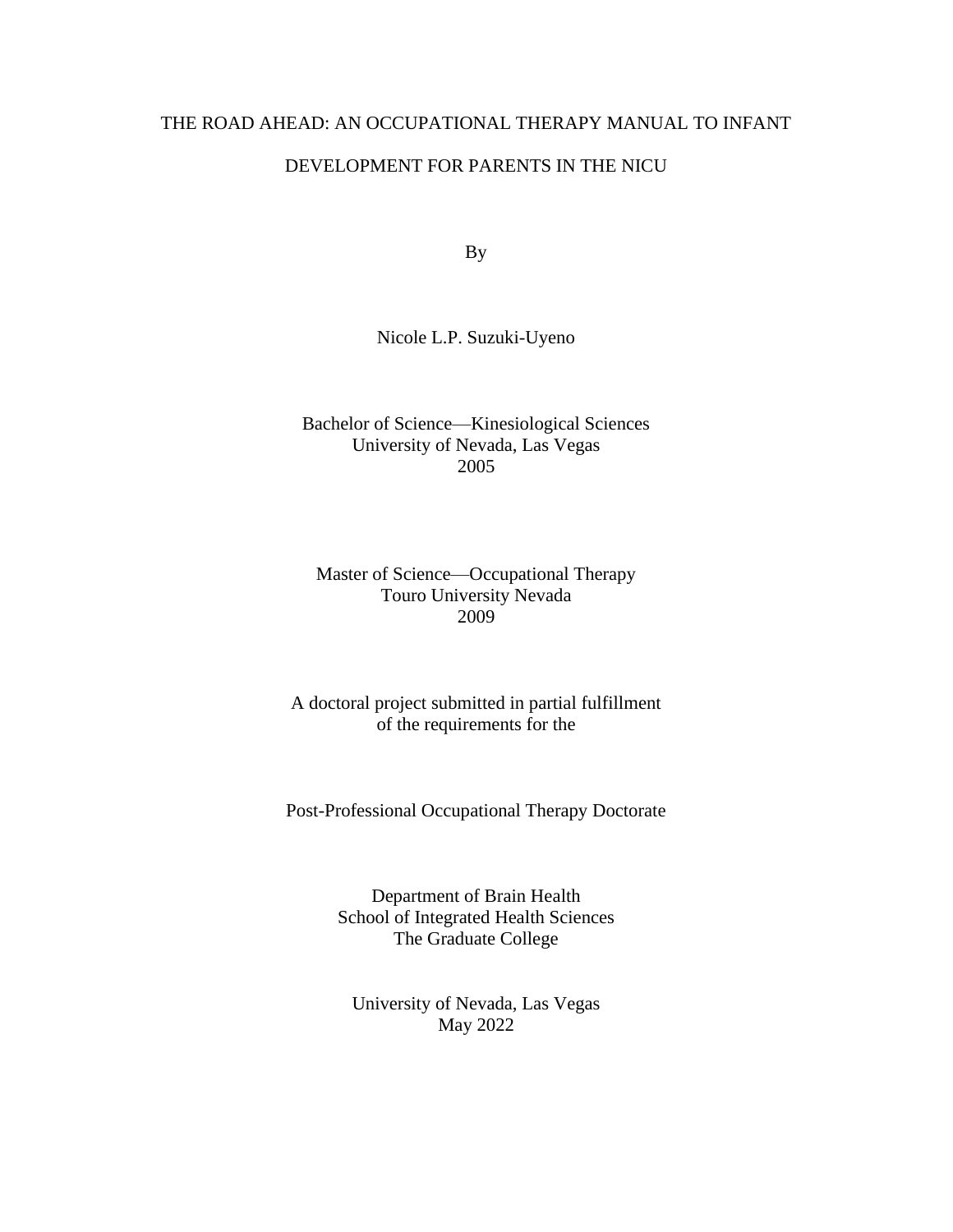# THE ROAD AHEAD: AN OCCUPATIONAL THERAPY MANUAL TO INFANT DEVELOPMENT FOR PARENTS IN THE NICU

By

Nicole L.P. Suzuki-Uyeno

Bachelor of Science—Kinesiological Sciences
University of Nevada, Las Vegas
2005

Master of Science—Occupational Therapy
Touro University Nevada
2009

A doctoral project submitted in partial fulfillment
of the requirements for the

Post-Professional Occupational Therapy Doctorate

Department of Brain Health
School of Integrated Health Sciences
The Graduate College

University of Nevada, Las Vegas
May 2022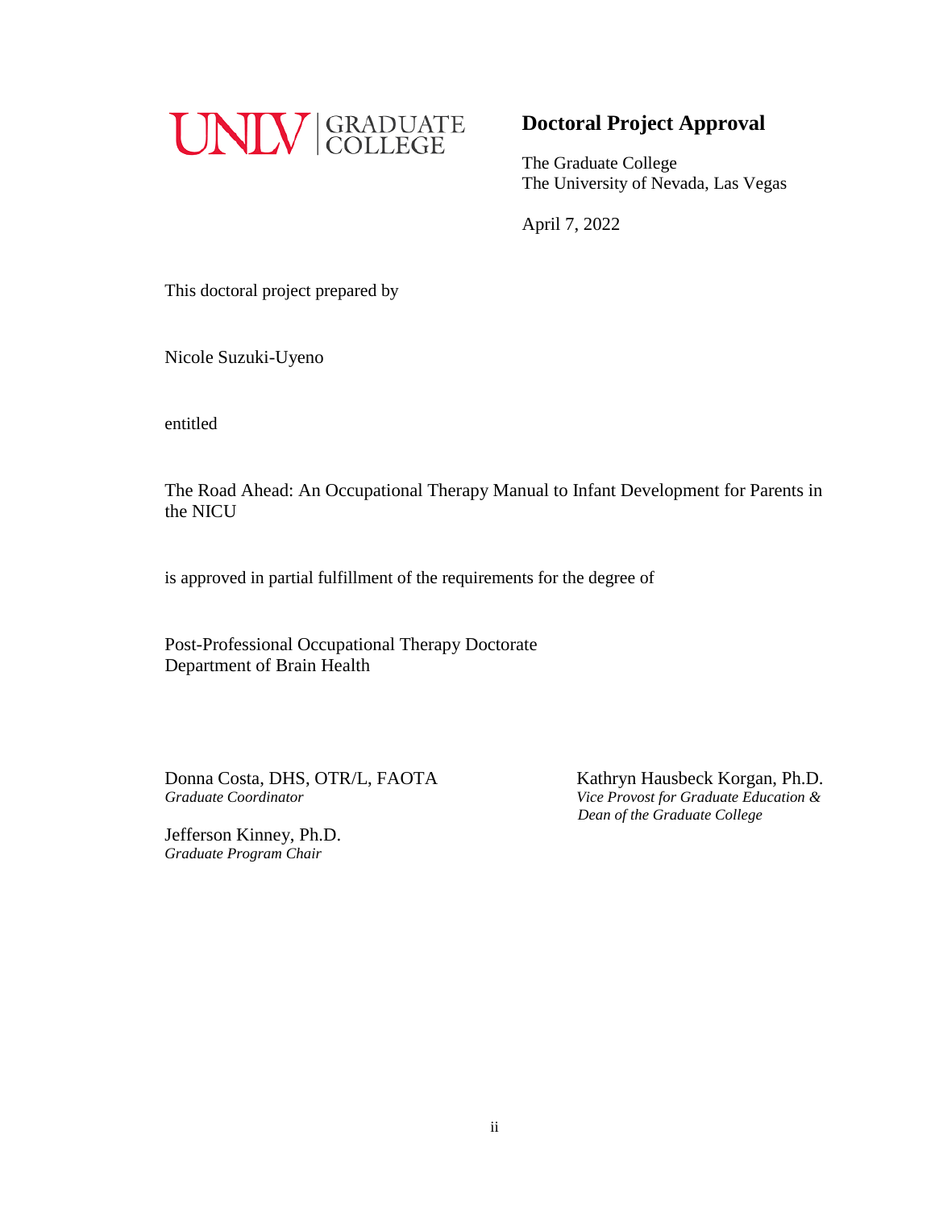UNLV | GRADUATE COLLEGE

# Doctoral Project Approval

The Graduate College
The University of Nevada, Las Vegas

April 7, 2022

This doctoral project prepared by

Nicole Suzuki-Uyeno

entitled

The Road Ahead: An Occupational Therapy Manual to Infant Development for Parents in the NICU

is approved in partial fulfillment of the requirements for the degree of

Post-Professional Occupational Therapy Doctorate
Department of Brain Health

Donna Costa, DHS, OTR/L, FAOTA
*Graduate Coordinator*

Jefferson Kinney, Ph.D.
*Graduate Program Chair*

Kathryn Hausbeck Korgan, Ph.D.
*Vice Provost for Graduate Education & Dean of the Graduate College*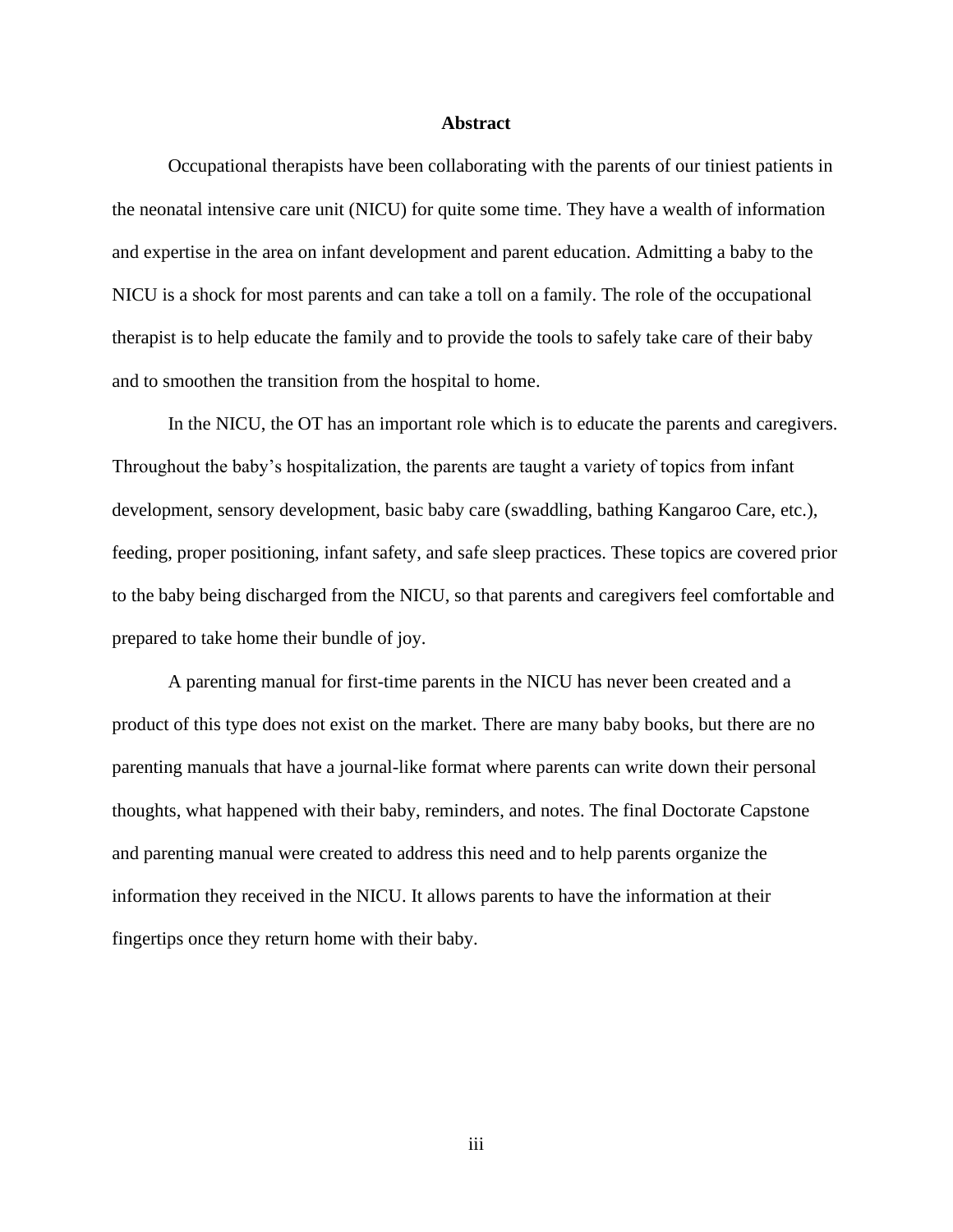# Abstract

Occupational therapists have been collaborating with the parents of our tiniest patients in the neonatal intensive care unit (NICU) for quite some time. They have a wealth of information and expertise in the area on infant development and parent education. Admitting a baby to the NICU is a shock for most parents and can take a toll on a family. The role of the occupational therapist is to help educate the family and to provide the tools to safely take care of their baby and to smoothen the transition from the hospital to home.

In the NICU, the OT has an important role which is to educate the parents and caregivers. Throughout the baby's hospitalization, the parents are taught a variety of topics from infant development, sensory development, basic baby care (swaddling, bathing Kangaroo Care, etc.), feeding, proper positioning, infant safety, and safe sleep practices. These topics are covered prior to the baby being discharged from the NICU, so that parents and caregivers feel comfortable and prepared to take home their bundle of joy.

A parenting manual for first-time parents in the NICU has never been created and a product of this type does not exist on the market. There are many baby books, but there are no parenting manuals that have a journal-like format where parents can write down their personal thoughts, what happened with their baby, reminders, and notes. The final Doctorate Capstone and parenting manual were created to address this need and to help parents organize the information they received in the NICU. It allows parents to have the information at their fingertips once they return home with their baby.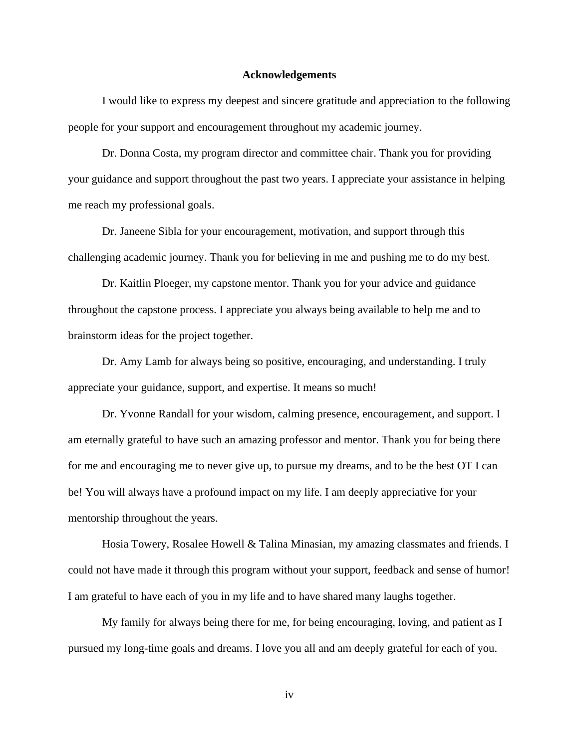# Acknowledgements

I would like to express my deepest and sincere gratitude and appreciation to the following people for your support and encouragement throughout my academic journey.

Dr. Donna Costa, my program director and committee chair. Thank you for providing your guidance and support throughout the past two years. I appreciate your assistance in helping me reach my professional goals.

Dr. Janeene Sibla for your encouragement, motivation, and support through this challenging academic journey. Thank you for believing in me and pushing me to do my best.

Dr. Kaitlin Ploeger, my capstone mentor. Thank you for your advice and guidance throughout the capstone process. I appreciate you always being available to help me and to brainstorm ideas for the project together.

Dr. Amy Lamb for always being so positive, encouraging, and understanding. I truly appreciate your guidance, support, and expertise. It means so much!

Dr. Yvonne Randall for your wisdom, calming presence, encouragement, and support. I am eternally grateful to have such an amazing professor and mentor. Thank you for being there for me and encouraging me to never give up, to pursue my dreams, and to be the best OT I can be! You will always have a profound impact on my life. I am deeply appreciative for your mentorship throughout the years.

Hosia Towery, Rosalee Howell & Talina Minasian, my amazing classmates and friends. I could not have made it through this program without your support, feedback and sense of humor! I am grateful to have each of you in my life and to have shared many laughs together.

My family for always being there for me, for being encouraging, loving, and patient as I pursued my long-time goals and dreams. I love you all and am deeply grateful for each of you.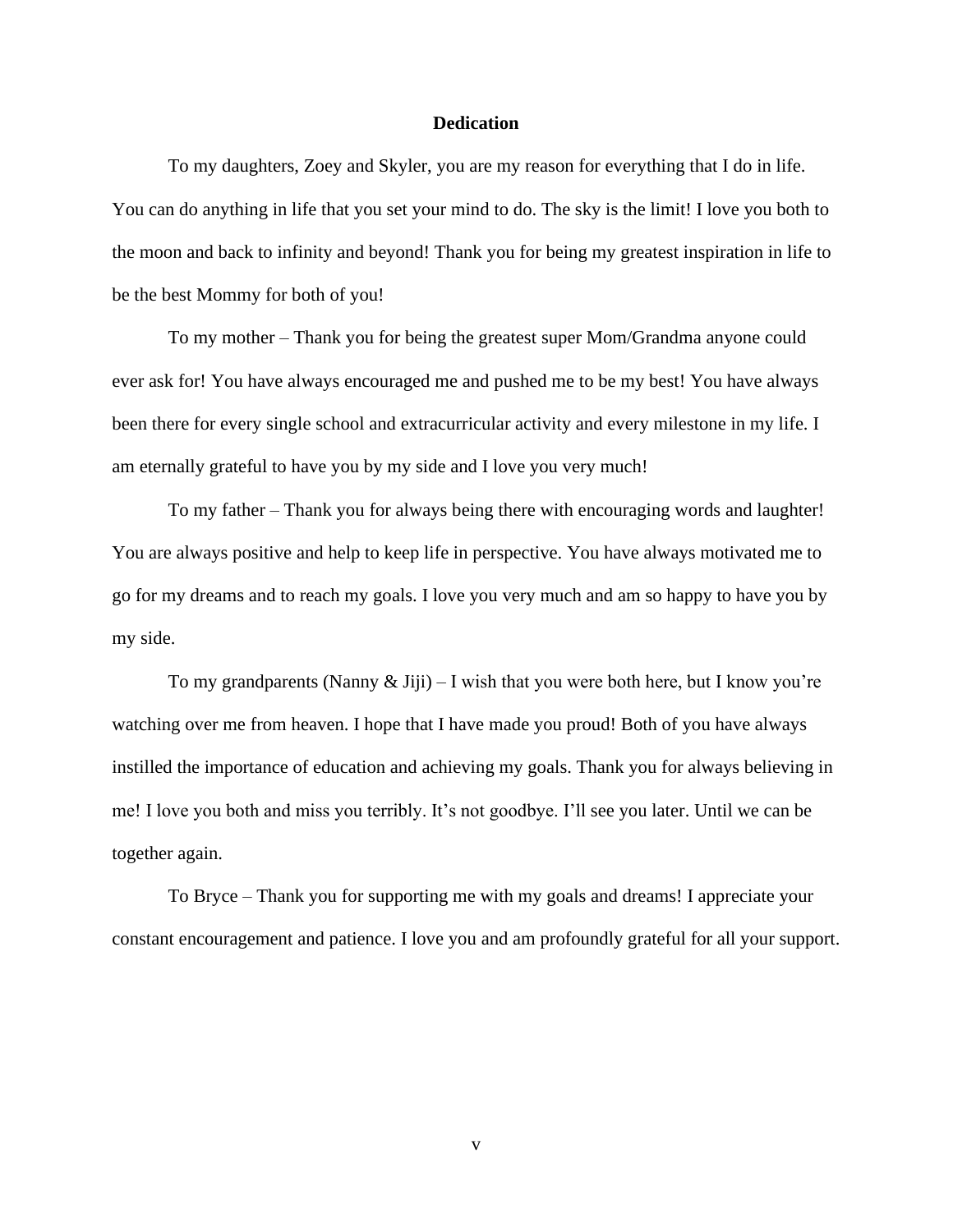# Dedication

To my daughters, Zoey and Skyler, you are my reason for everything that I do in life. You can do anything in life that you set your mind to do. The sky is the limit! I love you both to the moon and back to infinity and beyond! Thank you for being my greatest inspiration in life to be the best Mommy for both of you!

To my mother – Thank you for being the greatest super Mom/Grandma anyone could ever ask for! You have always encouraged me and pushed me to be my best! You have always been there for every single school and extracurricular activity and every milestone in my life. I am eternally grateful to have you by my side and I love you very much!

To my father – Thank you for always being there with encouraging words and laughter! You are always positive and help to keep life in perspective. You have always motivated me to go for my dreams and to reach my goals. I love you very much and am so happy to have you by my side.

To my grandparents (Nanny & Jiji) – I wish that you were both here, but I know you're watching over me from heaven. I hope that I have made you proud! Both of you have always instilled the importance of education and achieving my goals. Thank you for always believing in me! I love you both and miss you terribly. It's not goodbye. I'll see you later. Until we can be together again.

To Bryce – Thank you for supporting me with my goals and dreams! I appreciate your constant encouragement and patience. I love you and am profoundly grateful for all your support.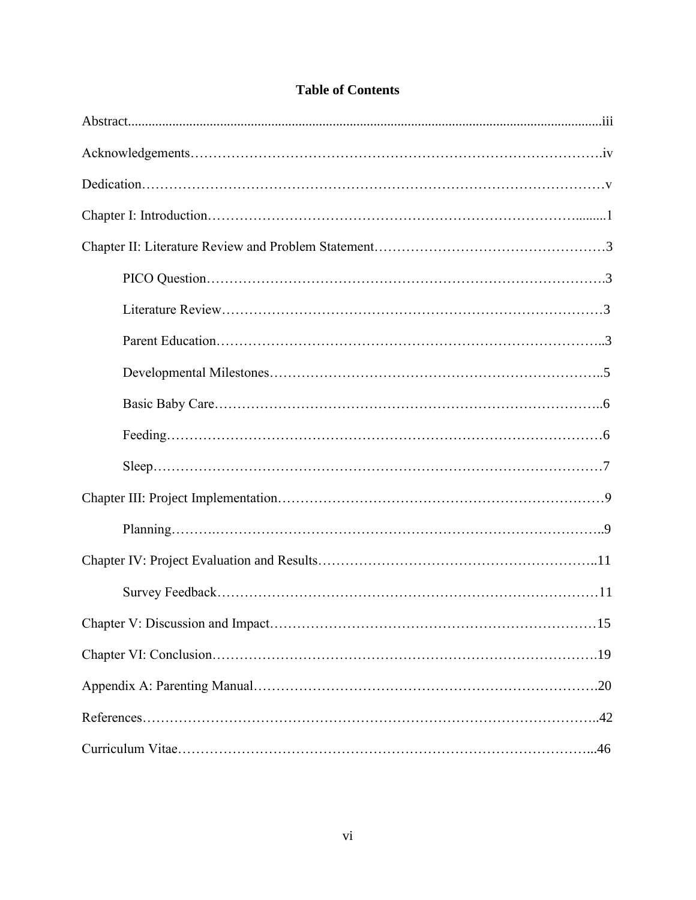# Table of Contents

Abstract....................................................................................................................................iii

Acknowledgements……………………………………………………………………………….iv

Dedication…………………………………………………………………………………………v

Chapter I: Introduction………………………………………………………………………........1

Chapter II: Literature Review and Problem Statement……………………………………………3

- PICO Question……………………………………………………………………………….3
- Literature Review……………………………………………………………………………3
- Parent Education……………………………………………………………………………..3
- Developmental Milestones…………………………………………………………………..5
- Basic Baby Care……………………………………………………………………………..6
- Feeding………………………………………………………………………………………6
- Sleep…………………………………………………………………………………………7

Chapter III: Project Implementation………………………………………………………………9

- Planning……………………………………………………………………………………..9

Chapter IV: Project Evaluation and Results……………………………………………………..11

- Survey Feedback……………………………………………………………………………11

Chapter V: Discussion and Impact………………………………………………………………15

Chapter VI: Conclusion………………………………………………………………………….19

Appendix A: Parenting Manual………………………………………………………………….20

References………………………………………………………………………………………..42

Curriculum Vitae………………………………………………………………………………...46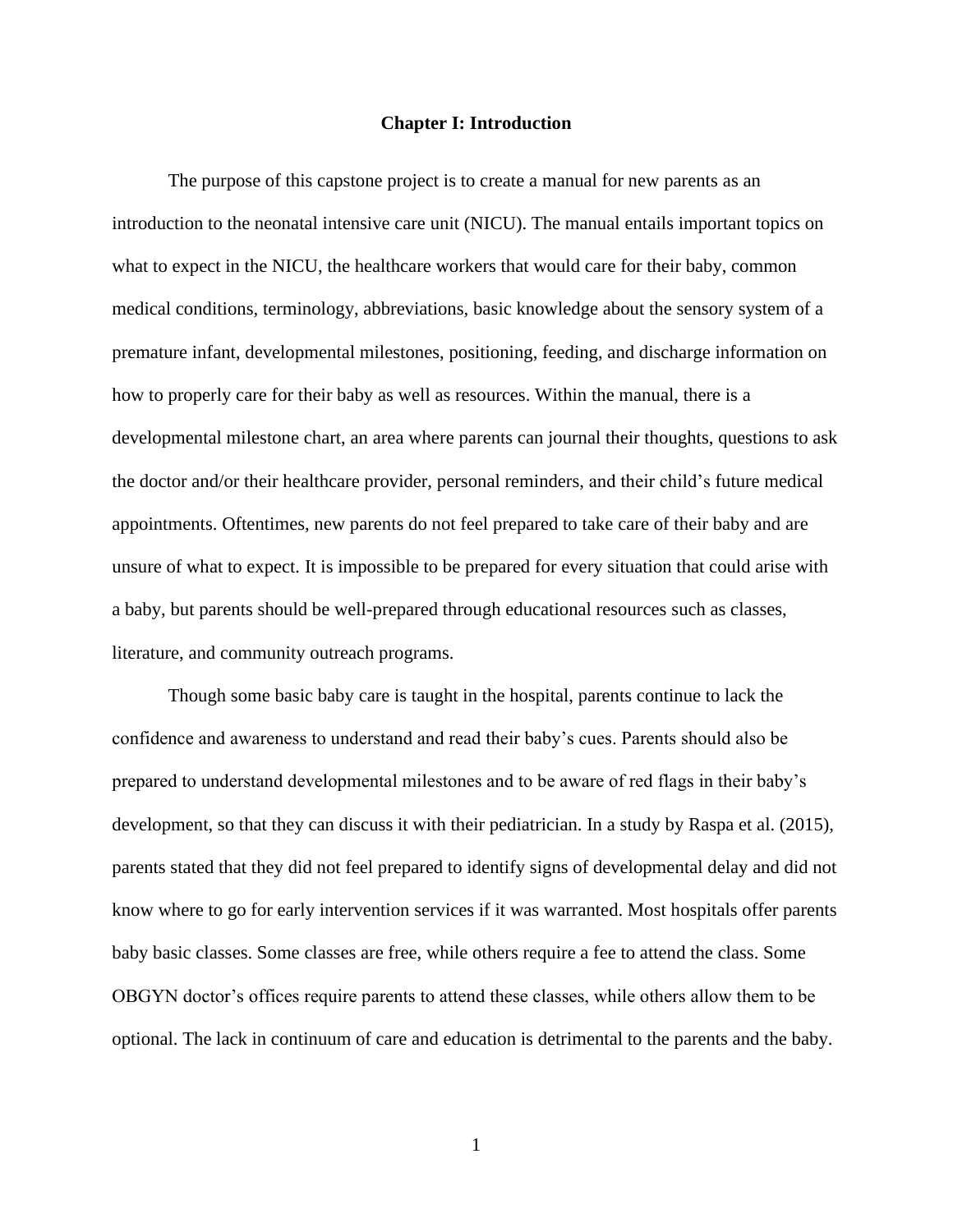# Chapter I: Introduction

The purpose of this capstone project is to create a manual for new parents as an introduction to the neonatal intensive care unit (NICU). The manual entails important topics on what to expect in the NICU, the healthcare workers that would care for their baby, common medical conditions, terminology, abbreviations, basic knowledge about the sensory system of a premature infant, developmental milestones, positioning, feeding, and discharge information on how to properly care for their baby as well as resources. Within the manual, there is a developmental milestone chart, an area where parents can journal their thoughts, questions to ask the doctor and/or their healthcare provider, personal reminders, and their child's future medical appointments. Oftentimes, new parents do not feel prepared to take care of their baby and are unsure of what to expect. It is impossible to be prepared for every situation that could arise with a baby, but parents should be well-prepared through educational resources such as classes, literature, and community outreach programs.

Though some basic baby care is taught in the hospital, parents continue to lack the confidence and awareness to understand and read their baby's cues. Parents should also be prepared to understand developmental milestones and to be aware of red flags in their baby's development, so that they can discuss it with their pediatrician. In a study by Raspa et al. (2015), parents stated that they did not feel prepared to identify signs of developmental delay and did not know where to go for early intervention services if it was warranted. Most hospitals offer parents baby basic classes. Some classes are free, while others require a fee to attend the class. Some OBGYN doctor's offices require parents to attend these classes, while others allow them to be optional. The lack in continuum of care and education is detrimental to the parents and the baby.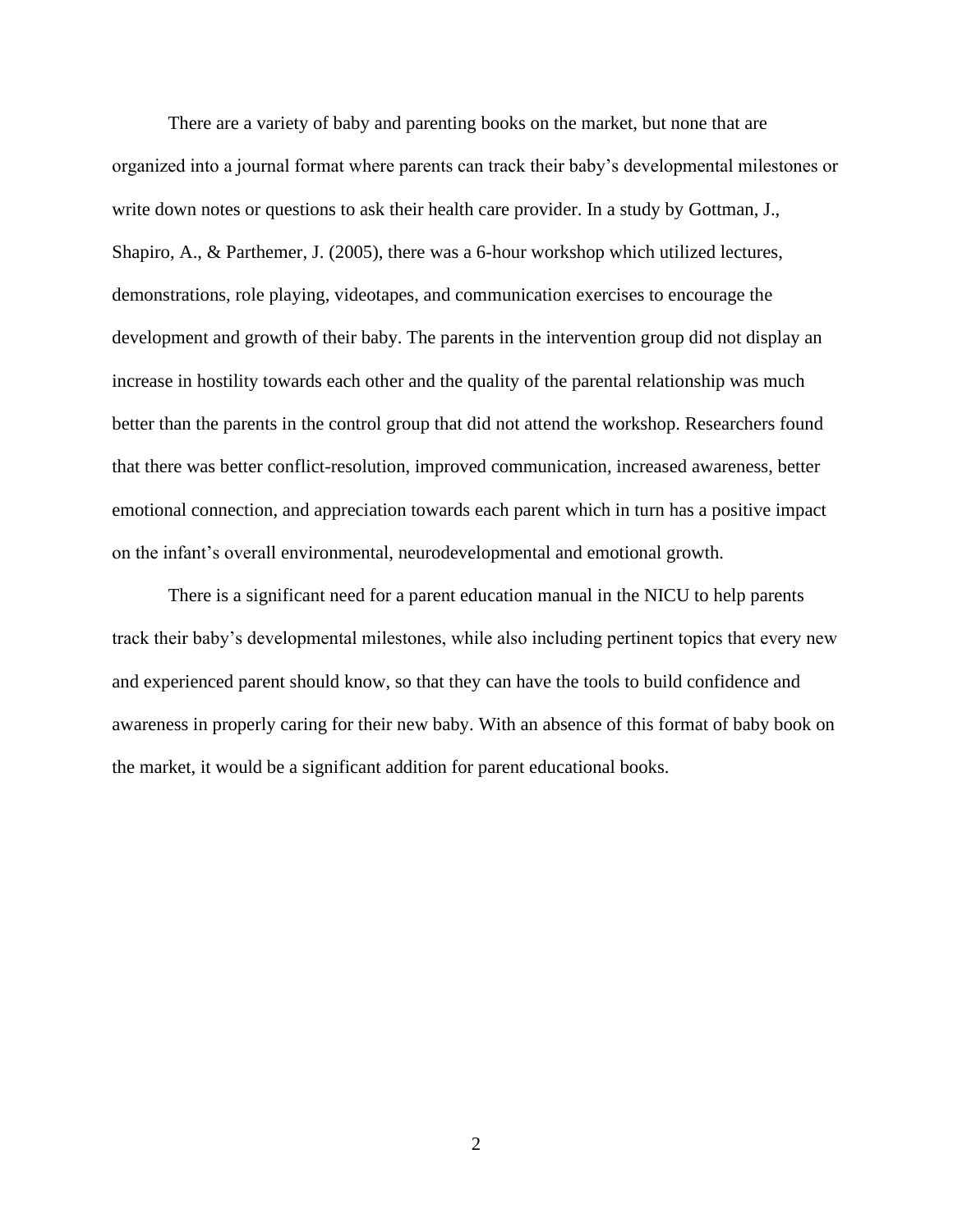There are a variety of baby and parenting books on the market, but none that are organized into a journal format where parents can track their baby's developmental milestones or write down notes or questions to ask their health care provider. In a study by Gottman, J., Shapiro, A., & Parthemer, J. (2005), there was a 6-hour workshop which utilized lectures, demonstrations, role playing, videotapes, and communication exercises to encourage the development and growth of their baby. The parents in the intervention group did not display an increase in hostility towards each other and the quality of the parental relationship was much better than the parents in the control group that did not attend the workshop. Researchers found that there was better conflict-resolution, improved communication, increased awareness, better emotional connection, and appreciation towards each parent which in turn has a positive impact on the infant's overall environmental, neurodevelopmental and emotional growth.

There is a significant need for a parent education manual in the NICU to help parents track their baby's developmental milestones, while also including pertinent topics that every new and experienced parent should know, so that they can have the tools to build confidence and awareness in properly caring for their new baby. With an absence of this format of baby book on the market, it would be a significant addition for parent educational books.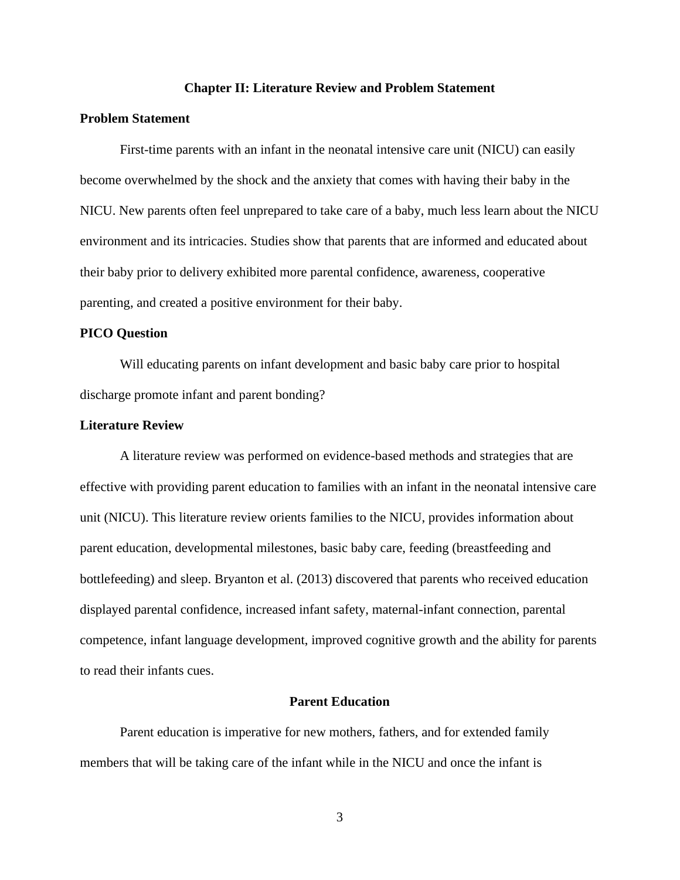# Chapter II: Literature Review and Problem Statement

## Problem Statement

First-time parents with an infant in the neonatal intensive care unit (NICU) can easily become overwhelmed by the shock and the anxiety that comes with having their baby in the NICU. New parents often feel unprepared to take care of a baby, much less learn about the NICU environment and its intricacies. Studies show that parents that are informed and educated about their baby prior to delivery exhibited more parental confidence, awareness, cooperative parenting, and created a positive environment for their baby.

## PICO Question

Will educating parents on infant development and basic baby care prior to hospital discharge promote infant and parent bonding?

## Literature Review

A literature review was performed on evidence-based methods and strategies that are effective with providing parent education to families with an infant in the neonatal intensive care unit (NICU). This literature review orients families to the NICU, provides information about parent education, developmental milestones, basic baby care, feeding (breastfeeding and bottlefeeding) and sleep. Bryanton et al. (2013) discovered that parents who received education displayed parental confidence, increased infant safety, maternal-infant connection, parental competence, infant language development, improved cognitive growth and the ability for parents to read their infants cues.

### Parent Education

Parent education is imperative for new mothers, fathers, and for extended family members that will be taking care of the infant while in the NICU and once the infant is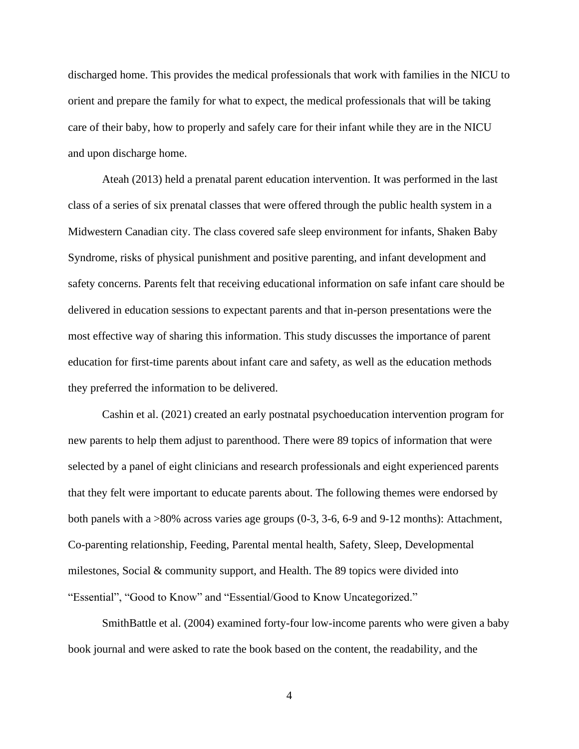discharged home. This provides the medical professionals that work with families in the NICU to orient and prepare the family for what to expect, the medical professionals that will be taking care of their baby, how to properly and safely care for their infant while they are in the NICU and upon discharge home.

Ateah (2013) held a prenatal parent education intervention. It was performed in the last class of a series of six prenatal classes that were offered through the public health system in a Midwestern Canadian city. The class covered safe sleep environment for infants, Shaken Baby Syndrome, risks of physical punishment and positive parenting, and infant development and safety concerns. Parents felt that receiving educational information on safe infant care should be delivered in education sessions to expectant parents and that in-person presentations were the most effective way of sharing this information. This study discusses the importance of parent education for first-time parents about infant care and safety, as well as the education methods they preferred the information to be delivered.

Cashin et al. (2021) created an early postnatal psychoeducation intervention program for new parents to help them adjust to parenthood. There were 89 topics of information that were selected by a panel of eight clinicians and research professionals and eight experienced parents that they felt were important to educate parents about. The following themes were endorsed by both panels with a >80% across varies age groups (0-3, 3-6, 6-9 and 9-12 months): Attachment, Co-parenting relationship, Feeding, Parental mental health, Safety, Sleep, Developmental milestones, Social & community support, and Health. The 89 topics were divided into "Essential", "Good to Know" and "Essential/Good to Know Uncategorized."

SmithBattle et al. (2004) examined forty-four low-income parents who were given a baby book journal and were asked to rate the book based on the content, the readability, and the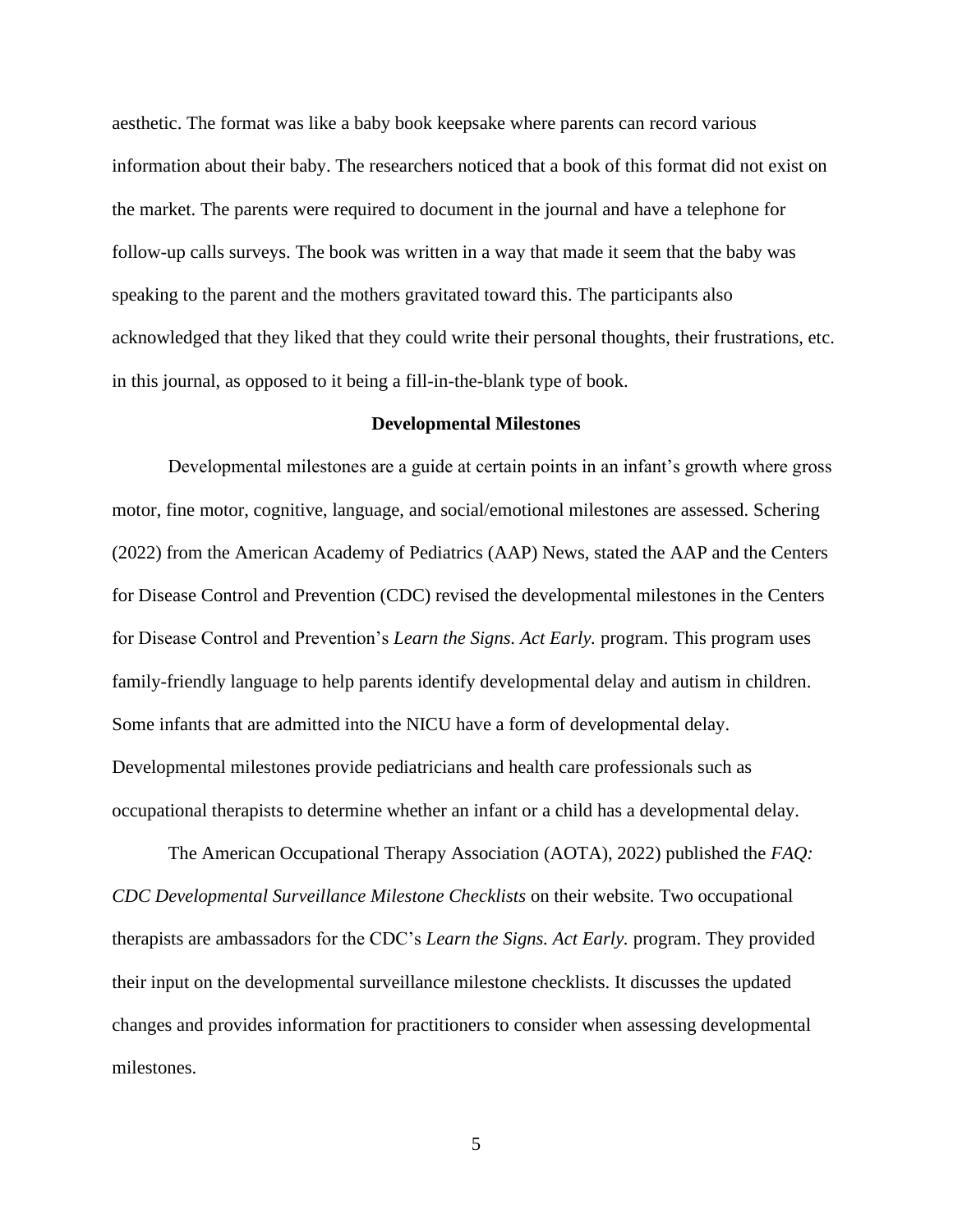aesthetic. The format was like a baby book keepsake where parents can record various information about their baby. The researchers noticed that a book of this format did not exist on the market. The parents were required to document in the journal and have a telephone for follow-up calls surveys. The book was written in a way that made it seem that the baby was speaking to the parent and the mothers gravitated toward this. The participants also acknowledged that they liked that they could write their personal thoughts, their frustrations, etc. in this journal, as opposed to it being a fill-in-the-blank type of book.

## Developmental Milestones

Developmental milestones are a guide at certain points in an infant's growth where gross motor, fine motor, cognitive, language, and social/emotional milestones are assessed. Schering (2022) from the American Academy of Pediatrics (AAP) News, stated the AAP and the Centers for Disease Control and Prevention (CDC) revised the developmental milestones in the Centers for Disease Control and Prevention's *Learn the Signs. Act Early.* program. This program uses family-friendly language to help parents identify developmental delay and autism in children. Some infants that are admitted into the NICU have a form of developmental delay. Developmental milestones provide pediatricians and health care professionals such as occupational therapists to determine whether an infant or a child has a developmental delay.

The American Occupational Therapy Association (AOTA), 2022) published the *FAQ: CDC Developmental Surveillance Milestone Checklists* on their website. Two occupational therapists are ambassadors for the CDC's *Learn the Signs. Act Early.* program. They provided their input on the developmental surveillance milestone checklists. It discusses the updated changes and provides information for practitioners to consider when assessing developmental milestones.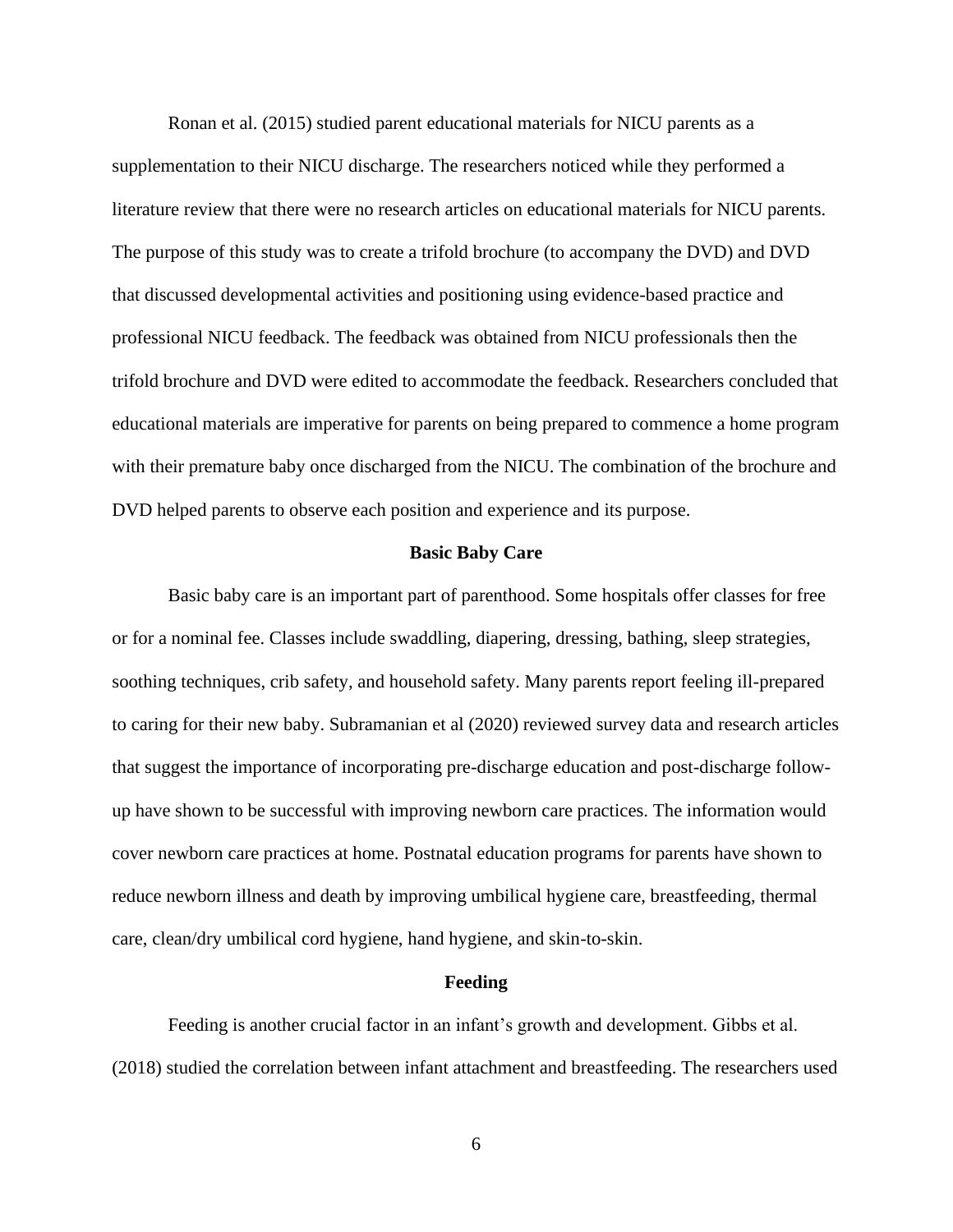Ronan et al. (2015) studied parent educational materials for NICU parents as a supplementation to their NICU discharge. The researchers noticed while they performed a literature review that there were no research articles on educational materials for NICU parents. The purpose of this study was to create a trifold brochure (to accompany the DVD) and DVD that discussed developmental activities and positioning using evidence-based practice and professional NICU feedback. The feedback was obtained from NICU professionals then the trifold brochure and DVD were edited to accommodate the feedback. Researchers concluded that educational materials are imperative for parents on being prepared to commence a home program with their premature baby once discharged from the NICU. The combination of the brochure and DVD helped parents to observe each position and experience and its purpose.

## Basic Baby Care

Basic baby care is an important part of parenthood. Some hospitals offer classes for free or for a nominal fee. Classes include swaddling, diapering, dressing, bathing, sleep strategies, soothing techniques, crib safety, and household safety. Many parents report feeling ill-prepared to caring for their new baby. Subramanian et al (2020) reviewed survey data and research articles that suggest the importance of incorporating pre-discharge education and post-discharge follow-up have shown to be successful with improving newborn care practices. The information would cover newborn care practices at home. Postnatal education programs for parents have shown to reduce newborn illness and death by improving umbilical hygiene care, breastfeeding, thermal care, clean/dry umbilical cord hygiene, hand hygiene, and skin-to-skin.

## Feeding

Feeding is another crucial factor in an infant's growth and development. Gibbs et al. (2018) studied the correlation between infant attachment and breastfeeding. The researchers used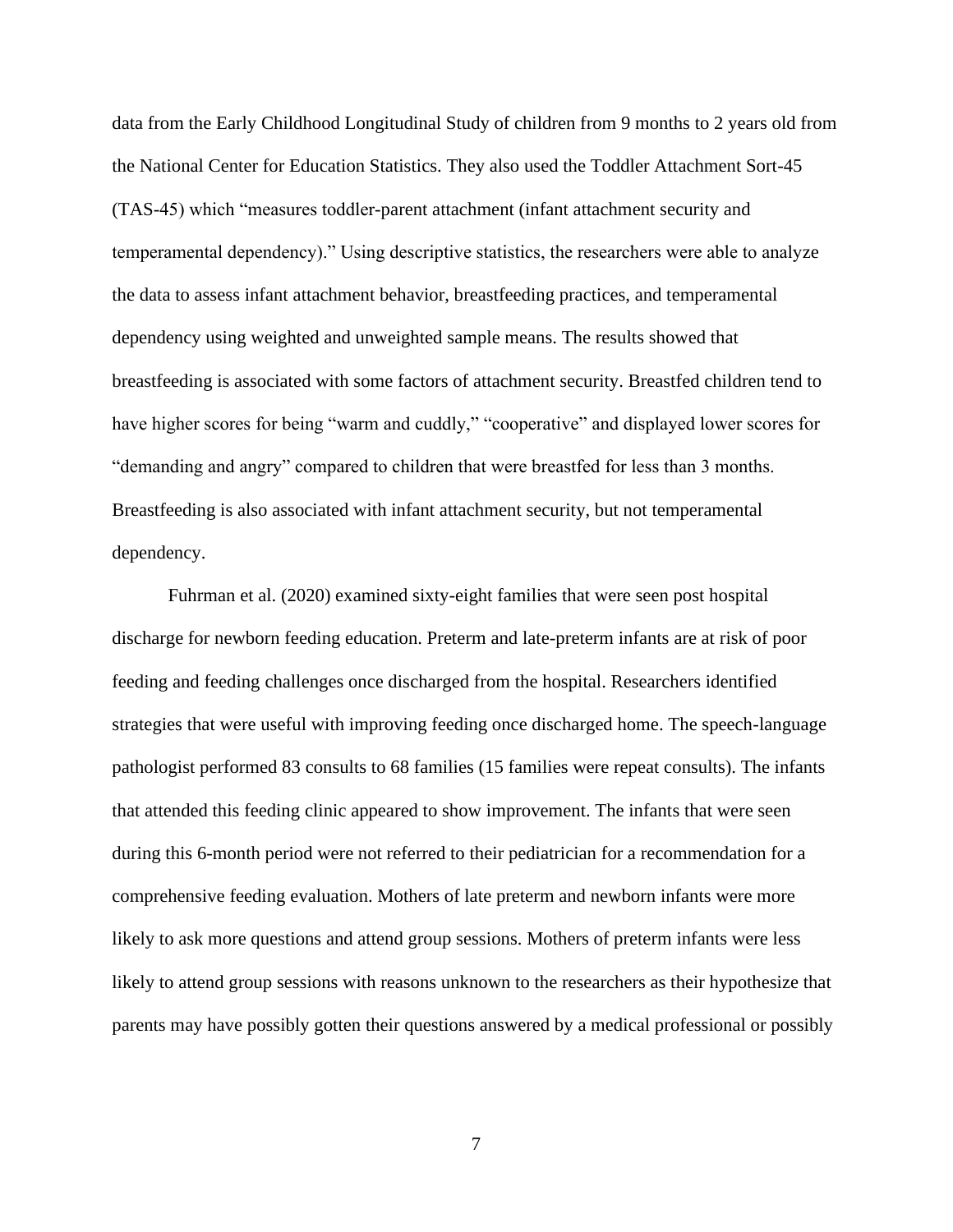data from the Early Childhood Longitudinal Study of children from 9 months to 2 years old from the National Center for Education Statistics. They also used the Toddler Attachment Sort-45 (TAS-45) which "measures toddler-parent attachment (infant attachment security and temperamental dependency)." Using descriptive statistics, the researchers were able to analyze the data to assess infant attachment behavior, breastfeeding practices, and temperamental dependency using weighted and unweighted sample means. The results showed that breastfeeding is associated with some factors of attachment security. Breastfed children tend to have higher scores for being "warm and cuddly," "cooperative" and displayed lower scores for "demanding and angry" compared to children that were breastfed for less than 3 months. Breastfeeding is also associated with infant attachment security, but not temperamental dependency.

Fuhrman et al. (2020) examined sixty-eight families that were seen post hospital discharge for newborn feeding education. Preterm and late-preterm infants are at risk of poor feeding and feeding challenges once discharged from the hospital. Researchers identified strategies that were useful with improving feeding once discharged home. The speech-language pathologist performed 83 consults to 68 families (15 families were repeat consults). The infants that attended this feeding clinic appeared to show improvement. The infants that were seen during this 6-month period were not referred to their pediatrician for a recommendation for a comprehensive feeding evaluation. Mothers of late preterm and newborn infants were more likely to ask more questions and attend group sessions. Mothers of preterm infants were less likely to attend group sessions with reasons unknown to the researchers as their hypothesize that parents may have possibly gotten their questions answered by a medical professional or possibly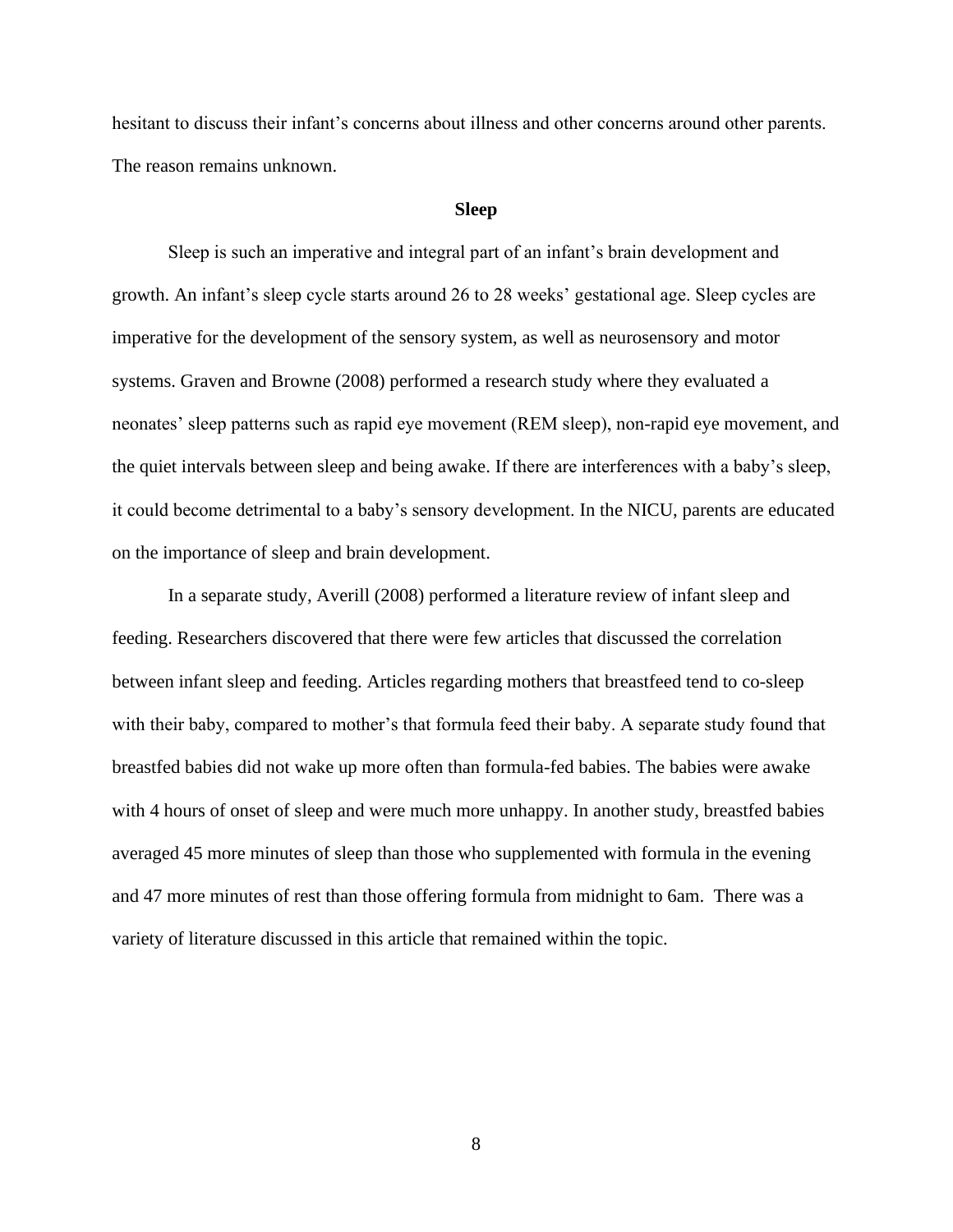hesitant to discuss their infant's concerns about illness and other concerns around other parents. The reason remains unknown.

## Sleep

Sleep is such an imperative and integral part of an infant's brain development and growth. An infant's sleep cycle starts around 26 to 28 weeks' gestational age. Sleep cycles are imperative for the development of the sensory system, as well as neurosensory and motor systems. Graven and Browne (2008) performed a research study where they evaluated a neonates' sleep patterns such as rapid eye movement (REM sleep), non-rapid eye movement, and the quiet intervals between sleep and being awake. If there are interferences with a baby's sleep, it could become detrimental to a baby's sensory development. In the NICU, parents are educated on the importance of sleep and brain development.

In a separate study, Averill (2008) performed a literature review of infant sleep and feeding. Researchers discovered that there were few articles that discussed the correlation between infant sleep and feeding. Articles regarding mothers that breastfeed tend to co-sleep with their baby, compared to mother's that formula feed their baby. A separate study found that breastfed babies did not wake up more often than formula-fed babies. The babies were awake with 4 hours of onset of sleep and were much more unhappy. In another study, breastfed babies averaged 45 more minutes of sleep than those who supplemented with formula in the evening and 47 more minutes of rest than those offering formula from midnight to 6am. There was a variety of literature discussed in this article that remained within the topic.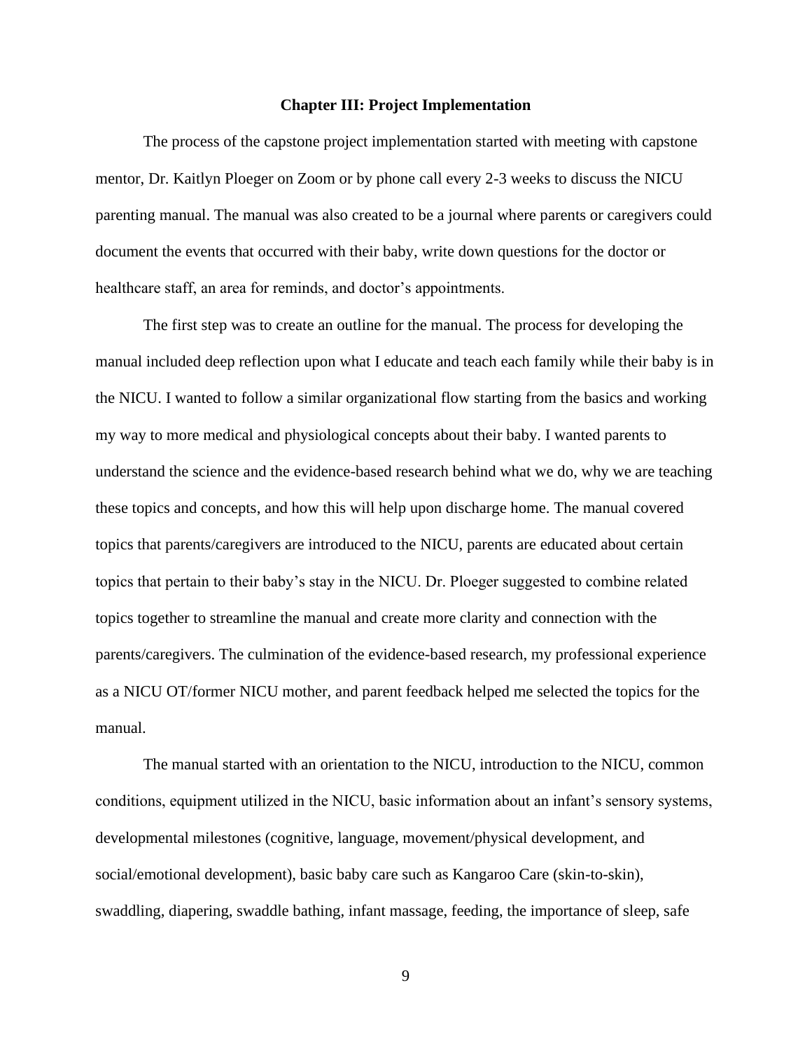# Chapter III: Project Implementation

The process of the capstone project implementation started with meeting with capstone mentor, Dr. Kaitlyn Ploeger on Zoom or by phone call every 2-3 weeks to discuss the NICU parenting manual. The manual was also created to be a journal where parents or caregivers could document the events that occurred with their baby, write down questions for the doctor or healthcare staff, an area for reminds, and doctor's appointments.

The first step was to create an outline for the manual. The process for developing the manual included deep reflection upon what I educate and teach each family while their baby is in the NICU. I wanted to follow a similar organizational flow starting from the basics and working my way to more medical and physiological concepts about their baby. I wanted parents to understand the science and the evidence-based research behind what we do, why we are teaching these topics and concepts, and how this will help upon discharge home. The manual covered topics that parents/caregivers are introduced to the NICU, parents are educated about certain topics that pertain to their baby's stay in the NICU. Dr. Ploeger suggested to combine related topics together to streamline the manual and create more clarity and connection with the parents/caregivers. The culmination of the evidence-based research, my professional experience as a NICU OT/former NICU mother, and parent feedback helped me selected the topics for the manual.

The manual started with an orientation to the NICU, introduction to the NICU, common conditions, equipment utilized in the NICU, basic information about an infant's sensory systems, developmental milestones (cognitive, language, movement/physical development, and social/emotional development), basic baby care such as Kangaroo Care (skin-to-skin), swaddling, diapering, swaddle bathing, infant massage, feeding, the importance of sleep, safe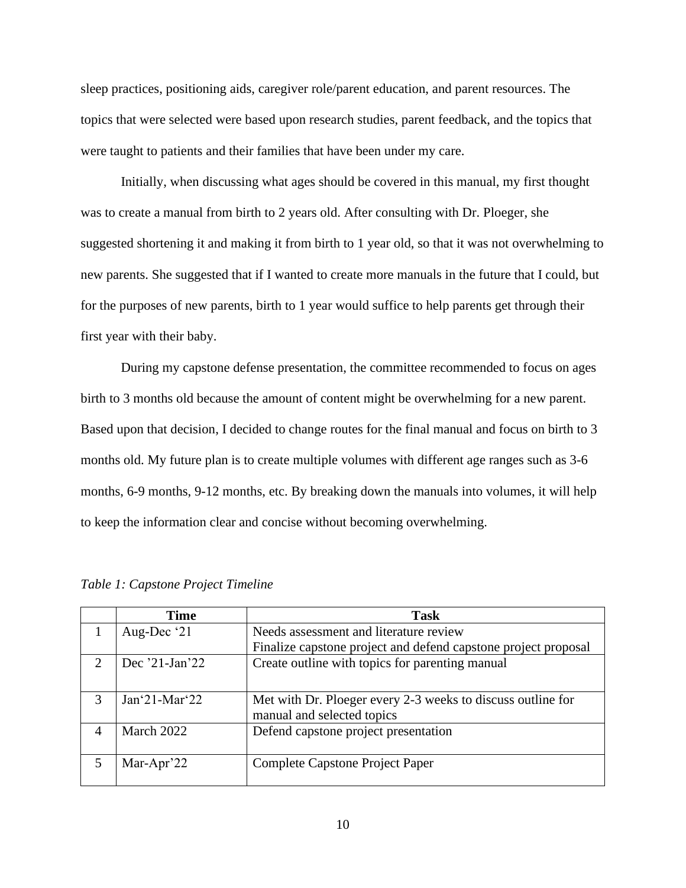sleep practices, positioning aids, caregiver role/parent education, and parent resources. The topics that were selected were based upon research studies, parent feedback, and the topics that were taught to patients and their families that have been under my care.

Initially, when discussing what ages should be covered in this manual, my first thought was to create a manual from birth to 2 years old. After consulting with Dr. Ploeger, she suggested shortening it and making it from birth to 1 year old, so that it was not overwhelming to new parents. She suggested that if I wanted to create more manuals in the future that I could, but for the purposes of new parents, birth to 1 year would suffice to help parents get through their first year with their baby.

During my capstone defense presentation, the committee recommended to focus on ages birth to 3 months old because the amount of content might be overwhelming for a new parent. Based upon that decision, I decided to change routes for the final manual and focus on birth to 3 months old. My future plan is to create multiple volumes with different age ranges such as 3-6 months, 6-9 months, 9-12 months, etc. By breaking down the manuals into volumes, it will help to keep the information clear and concise without becoming overwhelming.

*Table 1: Capstone Project Timeline*

| | Time | Task |
|---|---|---|
| 1 | Aug-Dec '21 | Needs assessment and literature review<br>Finalize capstone project and defend capstone project proposal |
| 2 | Dec '21-Jan'22 | Create outline with topics for parenting manual |
| 3 | Jan'21-Mar'22 | Met with Dr. Ploeger every 2-3 weeks to discuss outline for manual and selected topics |
| 4 | March 2022 | Defend capstone project presentation |
| 5 | Mar-Apr'22 | Complete Capstone Project Paper |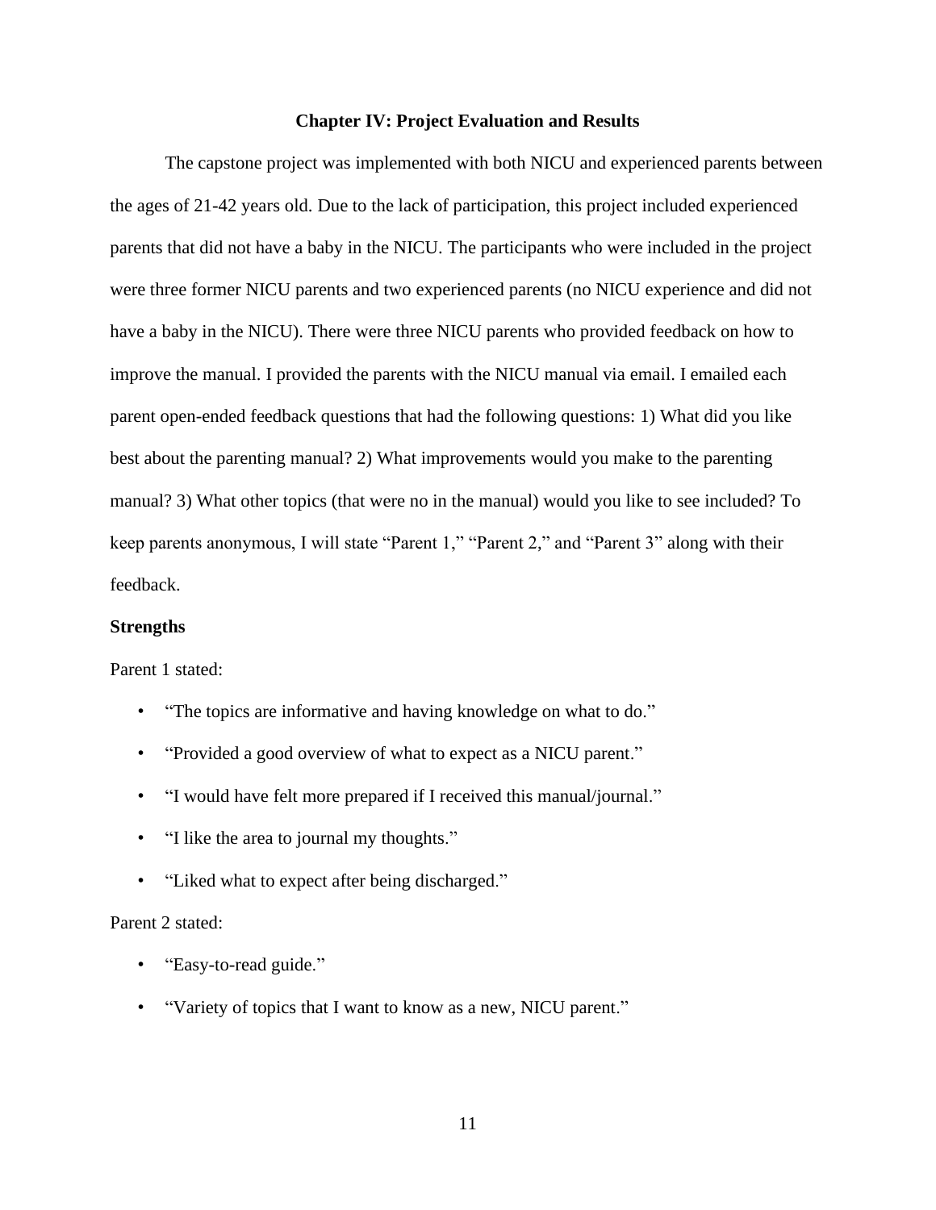## Chapter IV: Project Evaluation and Results

The capstone project was implemented with both NICU and experienced parents between the ages of 21-42 years old. Due to the lack of participation, this project included experienced parents that did not have a baby in the NICU. The participants who were included in the project were three former NICU parents and two experienced parents (no NICU experience and did not have a baby in the NICU). There were three NICU parents who provided feedback on how to improve the manual. I provided the parents with the NICU manual via email. I emailed each parent open-ended feedback questions that had the following questions: 1) What did you like best about the parenting manual? 2) What improvements would you make to the parenting manual? 3) What other topics (that were no in the manual) would you like to see included? To keep parents anonymous, I will state "Parent 1," "Parent 2," and "Parent 3" along with their feedback.

### Strengths

Parent 1 stated:

- "The topics are informative and having knowledge on what to do."
- "Provided a good overview of what to expect as a NICU parent."
- "I would have felt more prepared if I received this manual/journal."
- "I like the area to journal my thoughts."
- "Liked what to expect after being discharged."

Parent 2 stated:

- "Easy-to-read guide."
- "Variety of topics that I want to know as a new, NICU parent."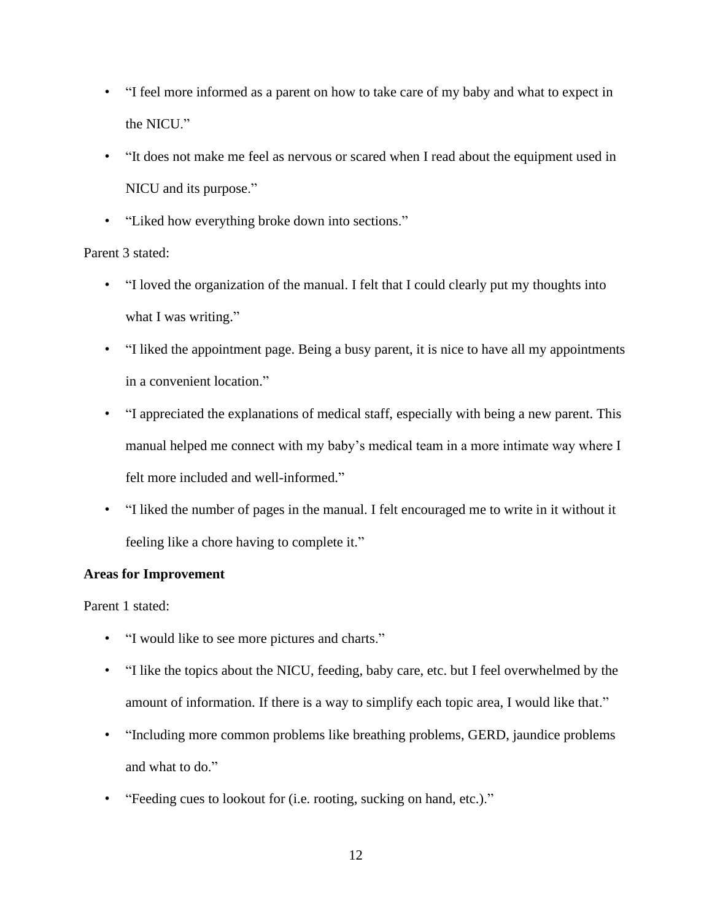- "I feel more informed as a parent on how to take care of my baby and what to expect in the NICU."
- "It does not make me feel as nervous or scared when I read about the equipment used in NICU and its purpose."
- "Liked how everything broke down into sections."

Parent 3 stated:

- "I loved the organization of the manual. I felt that I could clearly put my thoughts into what I was writing."
- "I liked the appointment page. Being a busy parent, it is nice to have all my appointments in a convenient location."
- "I appreciated the explanations of medical staff, especially with being a new parent. This manual helped me connect with my baby's medical team in a more intimate way where I felt more included and well-informed."
- "I liked the number of pages in the manual. I felt encouraged me to write in it without it feeling like a chore having to complete it."

**Areas for Improvement**

Parent 1 stated:

- "I would like to see more pictures and charts."
- "I like the topics about the NICU, feeding, baby care, etc. but I feel overwhelmed by the amount of information. If there is a way to simplify each topic area, I would like that."
- "Including more common problems like breathing problems, GERD, jaundice problems and what to do."
- "Feeding cues to lookout for (i.e. rooting, sucking on hand, etc.)."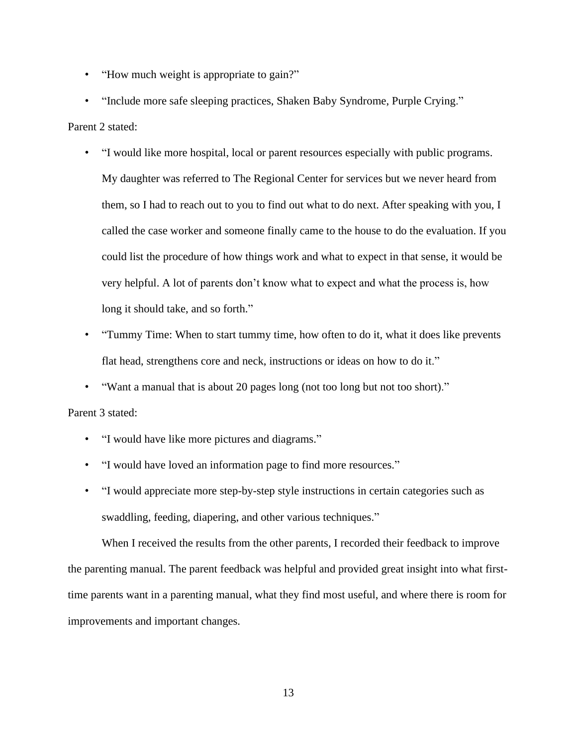- “How much weight is appropriate to gain?”
- “Include more safe sleeping practices, Shaken Baby Syndrome, Purple Crying.”

Parent 2 stated:

- “I would like more hospital, local or parent resources especially with public programs. My daughter was referred to The Regional Center for services but we never heard from them, so I had to reach out to you to find out what to do next. After speaking with you, I called the case worker and someone finally came to the house to do the evaluation. If you could list the procedure of how things work and what to expect in that sense, it would be very helpful. A lot of parents don’t know what to expect and what the process is, how long it should take, and so forth.”
- “Tummy Time: When to start tummy time, how often to do it, what it does like prevents flat head, strengthens core and neck, instructions or ideas on how to do it.”
- “Want a manual that is about 20 pages long (not too long but not too short).”

Parent 3 stated:

- “I would have like more pictures and diagrams.”
- “I would have loved an information page to find more resources.”
- “I would appreciate more step-by-step style instructions in certain categories such as swaddling, feeding, diapering, and other various techniques.”

When I received the results from the other parents, I recorded their feedback to improve the parenting manual. The parent feedback was helpful and provided great insight into what first-time parents want in a parenting manual, what they find most useful, and where there is room for improvements and important changes.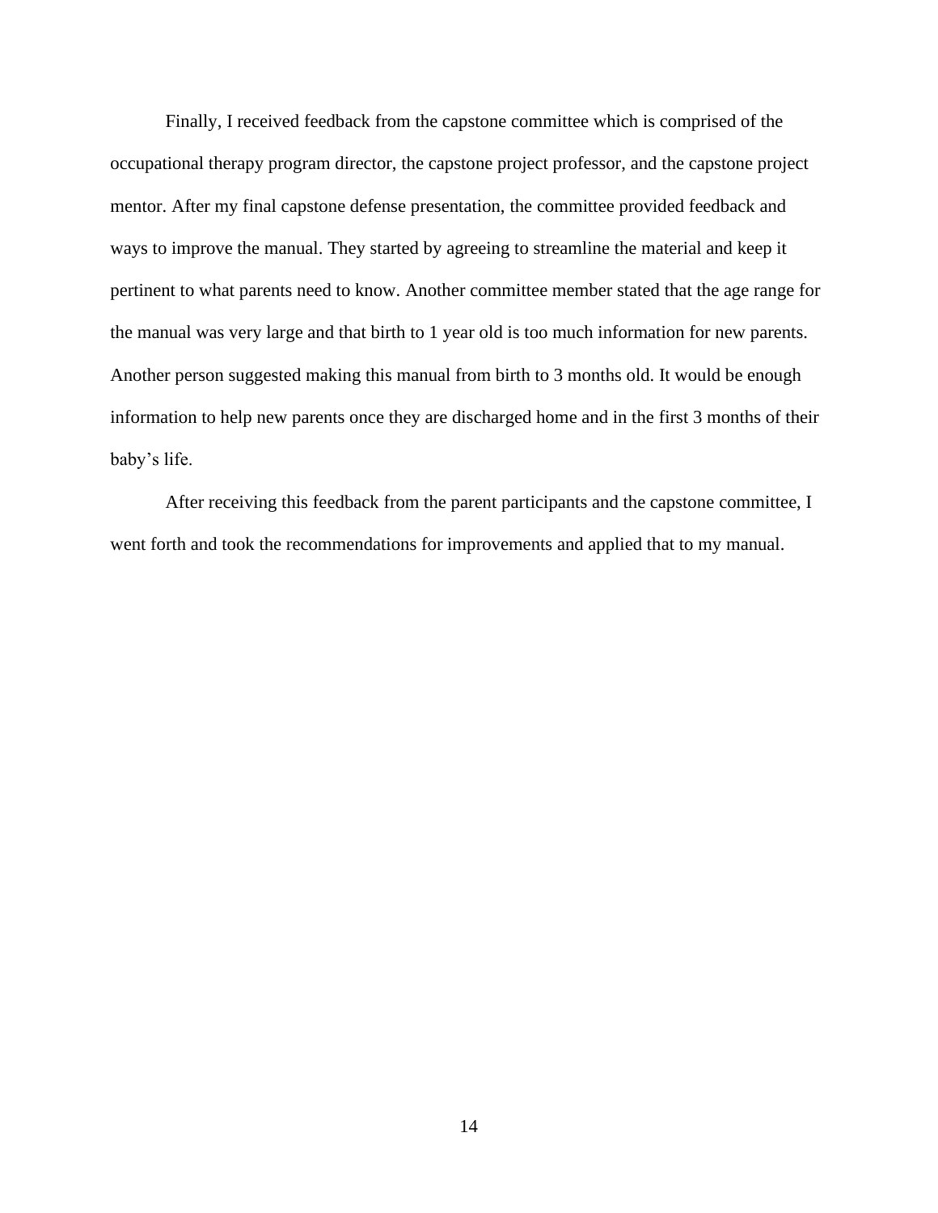Finally, I received feedback from the capstone committee which is comprised of the occupational therapy program director, the capstone project professor, and the capstone project mentor. After my final capstone defense presentation, the committee provided feedback and ways to improve the manual. They started by agreeing to streamline the material and keep it pertinent to what parents need to know. Another committee member stated that the age range for the manual was very large and that birth to 1 year old is too much information for new parents. Another person suggested making this manual from birth to 3 months old. It would be enough information to help new parents once they are discharged home and in the first 3 months of their baby's life.

After receiving this feedback from the parent participants and the capstone committee, I went forth and took the recommendations for improvements and applied that to my manual.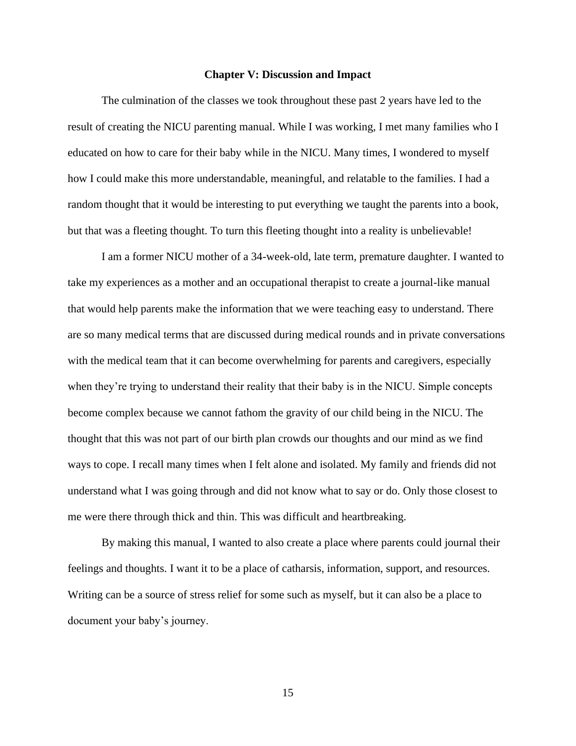## Chapter V: Discussion and Impact

The culmination of the classes we took throughout these past 2 years have led to the result of creating the NICU parenting manual. While I was working, I met many families who I educated on how to care for their baby while in the NICU. Many times, I wondered to myself how I could make this more understandable, meaningful, and relatable to the families. I had a random thought that it would be interesting to put everything we taught the parents into a book, but that was a fleeting thought. To turn this fleeting thought into a reality is unbelievable!

I am a former NICU mother of a 34-week-old, late term, premature daughter. I wanted to take my experiences as a mother and an occupational therapist to create a journal-like manual that would help parents make the information that we were teaching easy to understand. There are so many medical terms that are discussed during medical rounds and in private conversations with the medical team that it can become overwhelming for parents and caregivers, especially when they're trying to understand their reality that their baby is in the NICU. Simple concepts become complex because we cannot fathom the gravity of our child being in the NICU. The thought that this was not part of our birth plan crowds our thoughts and our mind as we find ways to cope. I recall many times when I felt alone and isolated. My family and friends did not understand what I was going through and did not know what to say or do. Only those closest to me were there through thick and thin. This was difficult and heartbreaking.

By making this manual, I wanted to also create a place where parents could journal their feelings and thoughts. I want it to be a place of catharsis, information, support, and resources. Writing can be a source of stress relief for some such as myself, but it can also be a place to document your baby's journey.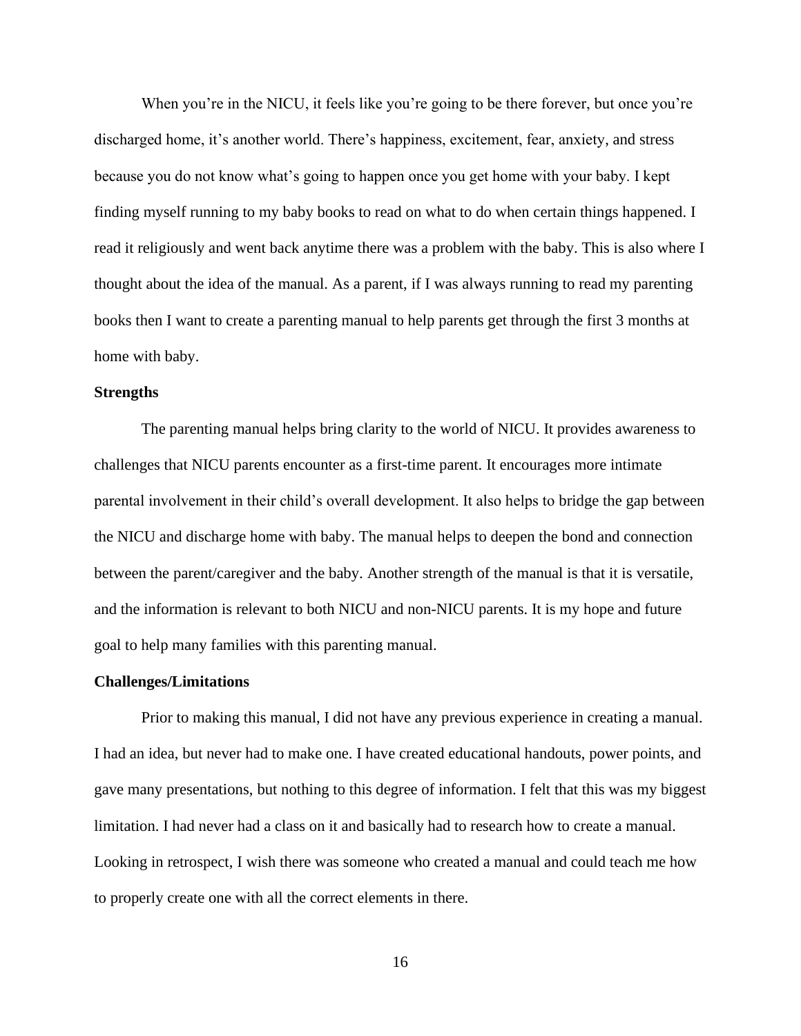When you're in the NICU, it feels like you're going to be there forever, but once you're discharged home, it's another world. There's happiness, excitement, fear, anxiety, and stress because you do not know what's going to happen once you get home with your baby. I kept finding myself running to my baby books to read on what to do when certain things happened. I read it religiously and went back anytime there was a problem with the baby. This is also where I thought about the idea of the manual. As a parent, if I was always running to read my parenting books then I want to create a parenting manual to help parents get through the first 3 months at home with baby.

**Strengths**

The parenting manual helps bring clarity to the world of NICU. It provides awareness to challenges that NICU parents encounter as a first-time parent. It encourages more intimate parental involvement in their child's overall development. It also helps to bridge the gap between the NICU and discharge home with baby. The manual helps to deepen the bond and connection between the parent/caregiver and the baby. Another strength of the manual is that it is versatile, and the information is relevant to both NICU and non-NICU parents. It is my hope and future goal to help many families with this parenting manual.

**Challenges/Limitations**

Prior to making this manual, I did not have any previous experience in creating a manual. I had an idea, but never had to make one. I have created educational handouts, power points, and gave many presentations, but nothing to this degree of information. I felt that this was my biggest limitation. I had never had a class on it and basically had to research how to create a manual. Looking in retrospect, I wish there was someone who created a manual and could teach me how to properly create one with all the correct elements in there.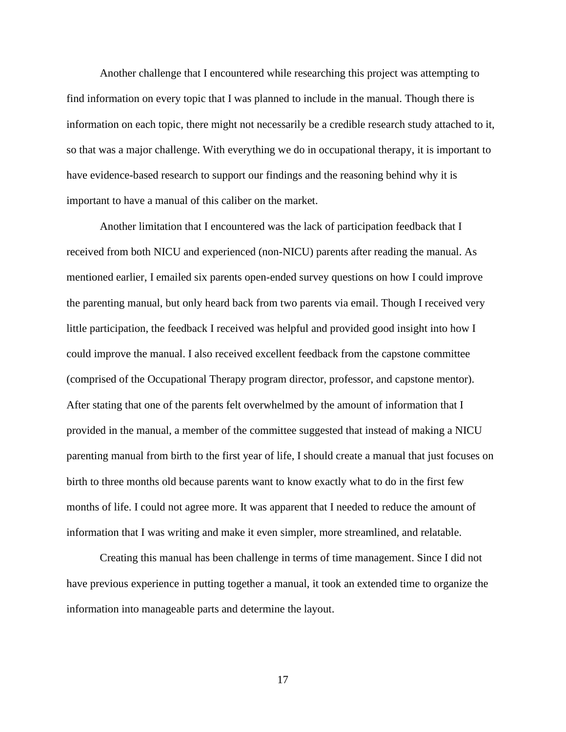Another challenge that I encountered while researching this project was attempting to find information on every topic that I was planned to include in the manual. Though there is information on each topic, there might not necessarily be a credible research study attached to it, so that was a major challenge. With everything we do in occupational therapy, it is important to have evidence-based research to support our findings and the reasoning behind why it is important to have a manual of this caliber on the market.

Another limitation that I encountered was the lack of participation feedback that I received from both NICU and experienced (non-NICU) parents after reading the manual. As mentioned earlier, I emailed six parents open-ended survey questions on how I could improve the parenting manual, but only heard back from two parents via email. Though I received very little participation, the feedback I received was helpful and provided good insight into how I could improve the manual. I also received excellent feedback from the capstone committee (comprised of the Occupational Therapy program director, professor, and capstone mentor). After stating that one of the parents felt overwhelmed by the amount of information that I provided in the manual, a member of the committee suggested that instead of making a NICU parenting manual from birth to the first year of life, I should create a manual that just focuses on birth to three months old because parents want to know exactly what to do in the first few months of life. I could not agree more. It was apparent that I needed to reduce the amount of information that I was writing and make it even simpler, more streamlined, and relatable.

Creating this manual has been challenge in terms of time management. Since I did not have previous experience in putting together a manual, it took an extended time to organize the information into manageable parts and determine the layout.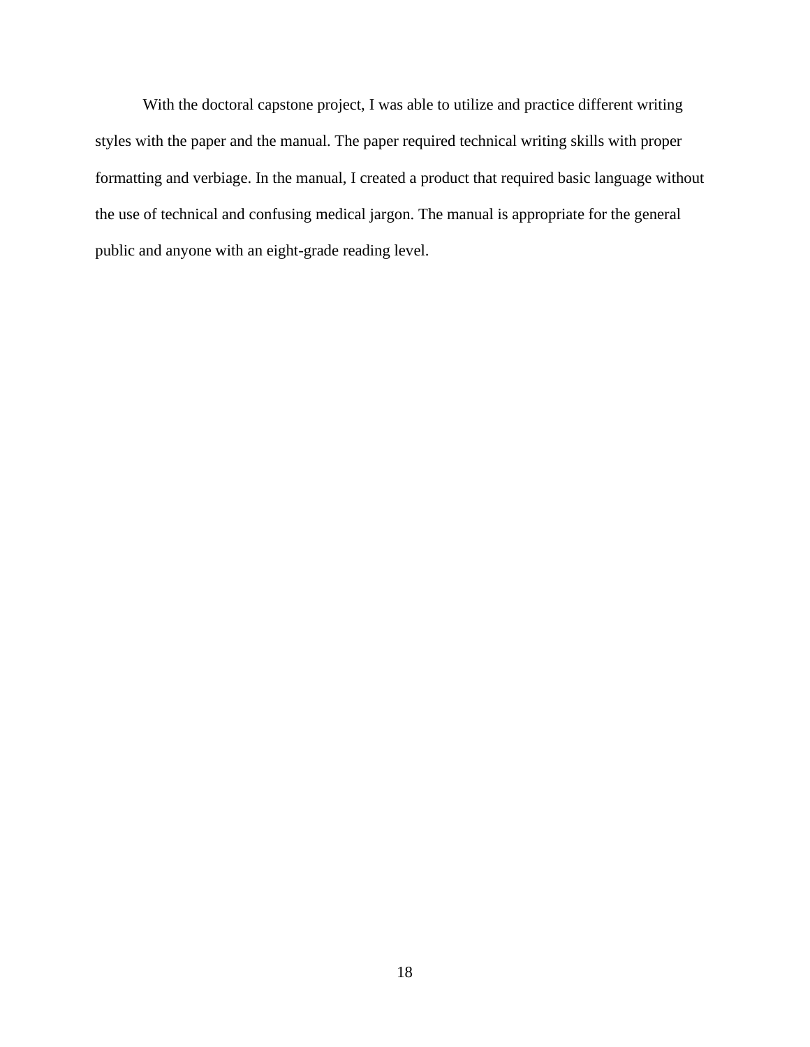With the doctoral capstone project, I was able to utilize and practice different writing styles with the paper and the manual. The paper required technical writing skills with proper formatting and verbiage. In the manual, I created a product that required basic language without the use of technical and confusing medical jargon. The manual is appropriate for the general public and anyone with an eight-grade reading level.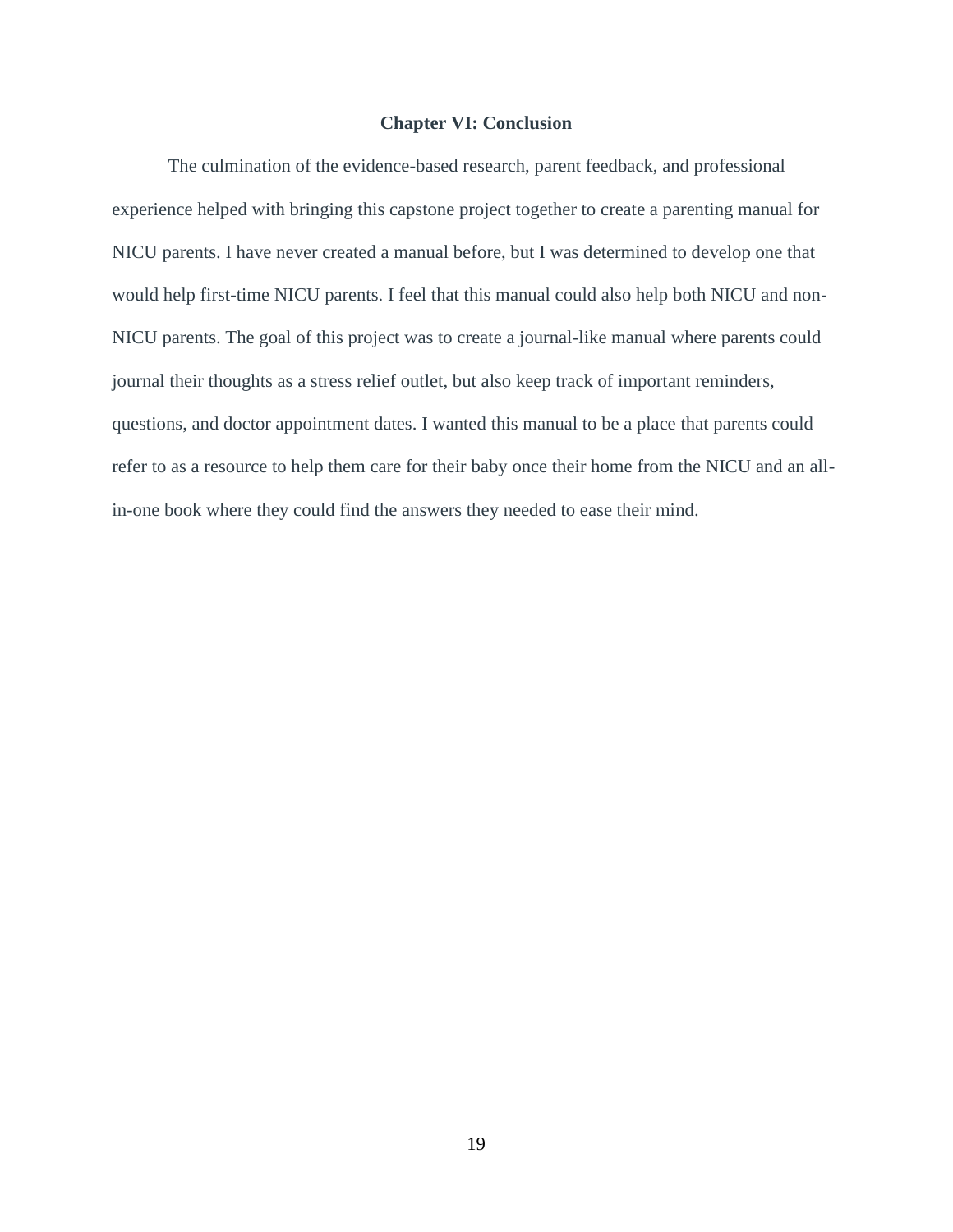# Chapter VI: Conclusion

The culmination of the evidence-based research, parent feedback, and professional experience helped with bringing this capstone project together to create a parenting manual for NICU parents. I have never created a manual before, but I was determined to develop one that would help first-time NICU parents. I feel that this manual could also help both NICU and non-NICU parents. The goal of this project was to create a journal-like manual where parents could journal their thoughts as a stress relief outlet, but also keep track of important reminders, questions, and doctor appointment dates. I wanted this manual to be a place that parents could refer to as a resource to help them care for their baby once their home from the NICU and an all-in-one book where they could find the answers they needed to ease their mind.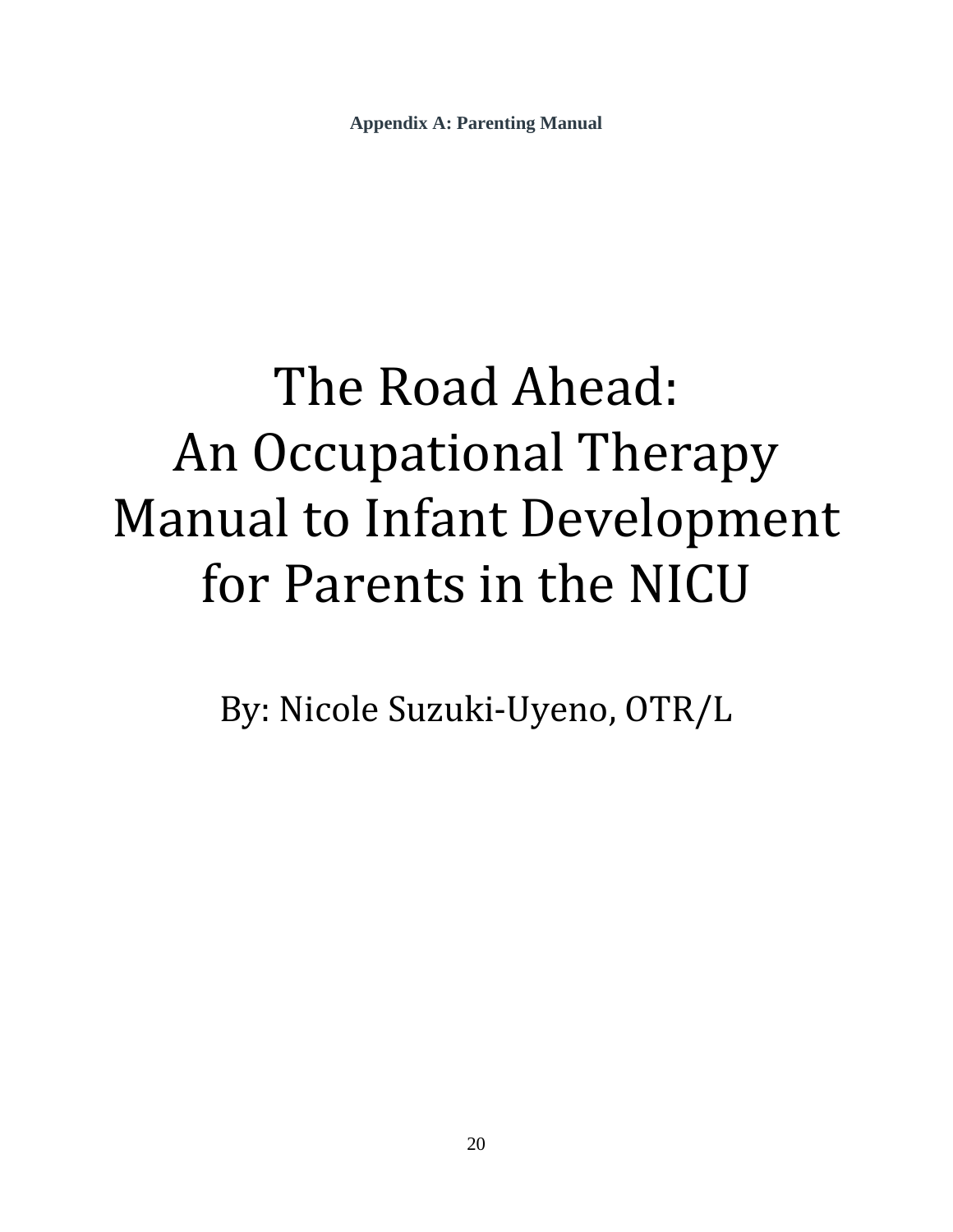**Appendix A: Parenting Manual**

# The Road Ahead: An Occupational Therapy Manual to Infant Development for Parents in the NICU

By: Nicole Suzuki-Uyeno, OTR/L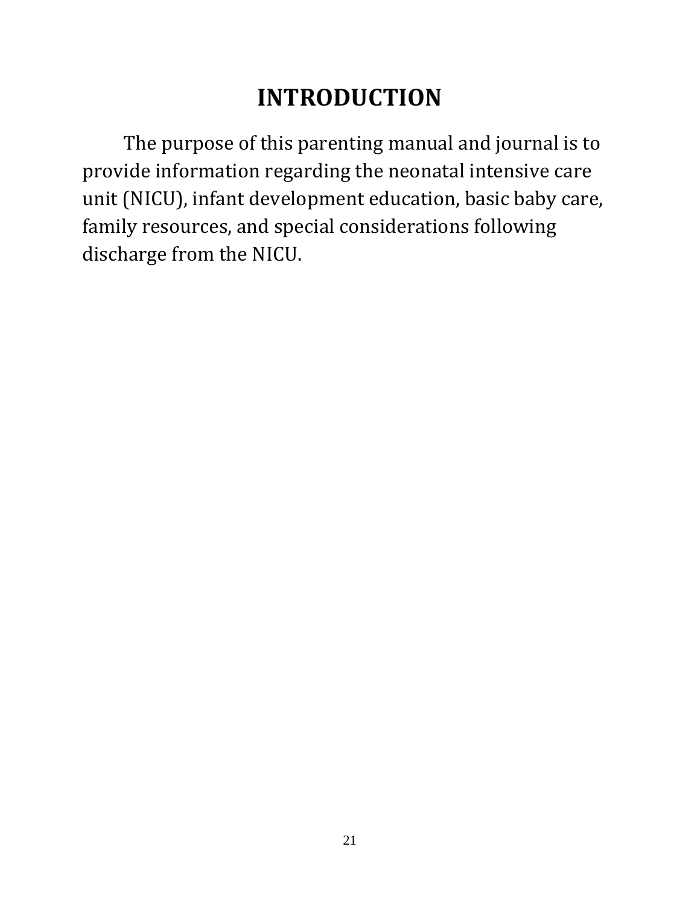# INTRODUCTION

The purpose of this parenting manual and journal is to provide information regarding the neonatal intensive care unit (NICU), infant development education, basic baby care, family resources, and special considerations following discharge from the NICU.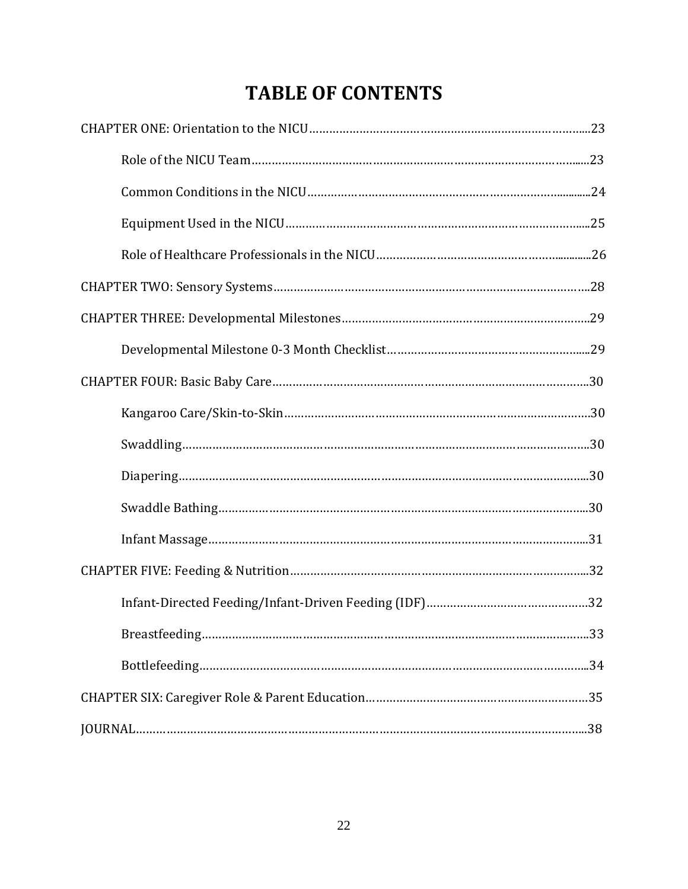# TABLE OF CONTENTS

CHAPTER ONE: Orientation to the NICU.....23

- Role of the NICU Team.....23
- Common Conditions in the NICU.....24
- Equipment Used in the NICU.....25
- Role of Healthcare Professionals in the NICU.....26

CHAPTER TWO: Sensory Systems.....28

CHAPTER THREE: Developmental Milestones.....29

- Developmental Milestone 0-3 Month Checklist.....29

CHAPTER FOUR: Basic Baby Care.....30

- Kangaroo Care/Skin-to-Skin.....30
- Swaddling.....30
- Diapering.....30
- Swaddle Bathing.....30
- Infant Massage.....31

CHAPTER FIVE: Feeding & Nutrition.....32

- Infant-Directed Feeding/Infant-Driven Feeding (IDF).....32
- Breastfeeding.....33
- Bottlefeeding.....34

CHAPTER SIX: Caregiver Role & Parent Education.....35

JOURNAL.....38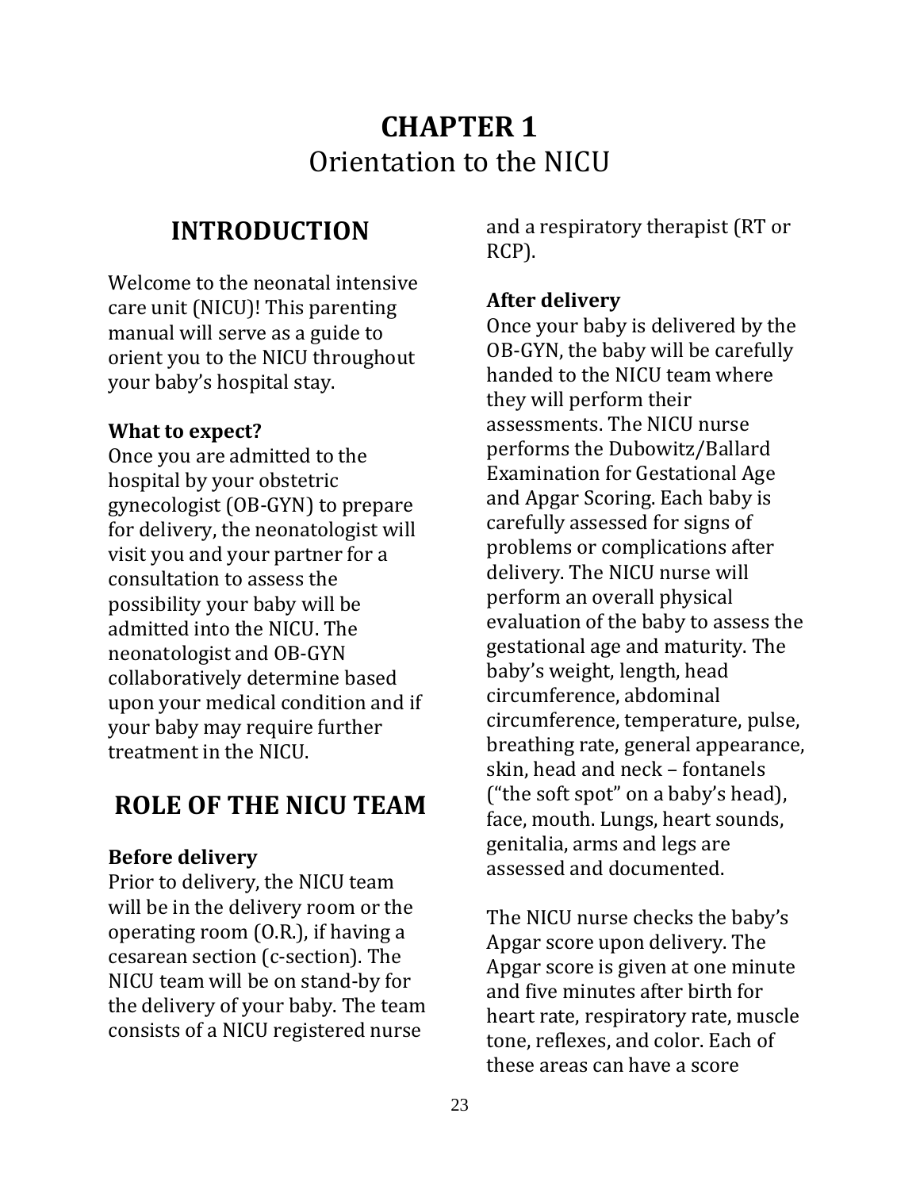# CHAPTER 1
Orientation to the NICU

## INTRODUCTION

Welcome to the neonatal intensive care unit (NICU)! This parenting manual will serve as a guide to orient you to the NICU throughout your baby's hospital stay.

**What to expect?**
Once you are admitted to the hospital by your obstetric gynecologist (OB-GYN) to prepare for delivery, the neonatologist will visit you and your partner for a consultation to assess the possibility your baby will be admitted into the NICU. The neonatologist and OB-GYN collaboratively determine based upon your medical condition and if your baby may require further treatment in the NICU.

## ROLE OF THE NICU TEAM

**Before delivery**
Prior to delivery, the NICU team will be in the delivery room or the operating room (O.R.), if having a cesarean section (c-section). The NICU team will be on stand-by for the delivery of your baby. The team consists of a NICU registered nurse and a respiratory therapist (RT or RCP).

**After delivery**
Once your baby is delivered by the OB-GYN, the baby will be carefully handed to the NICU team where they will perform their assessments. The NICU nurse performs the Dubowitz/Ballard Examination for Gestational Age and Apgar Scoring. Each baby is carefully assessed for signs of problems or complications after delivery. The NICU nurse will perform an overall physical evaluation of the baby to assess the gestational age and maturity. The baby's weight, length, head circumference, abdominal circumference, temperature, pulse, breathing rate, general appearance, skin, head and neck – fontanels ("the soft spot" on a baby's head), face, mouth. Lungs, heart sounds, genitalia, arms and legs are assessed and documented.

The NICU nurse checks the baby's Apgar score upon delivery. The Apgar score is given at one minute and five minutes after birth for heart rate, respiratory rate, muscle tone, reflexes, and color. Each of these areas can have a score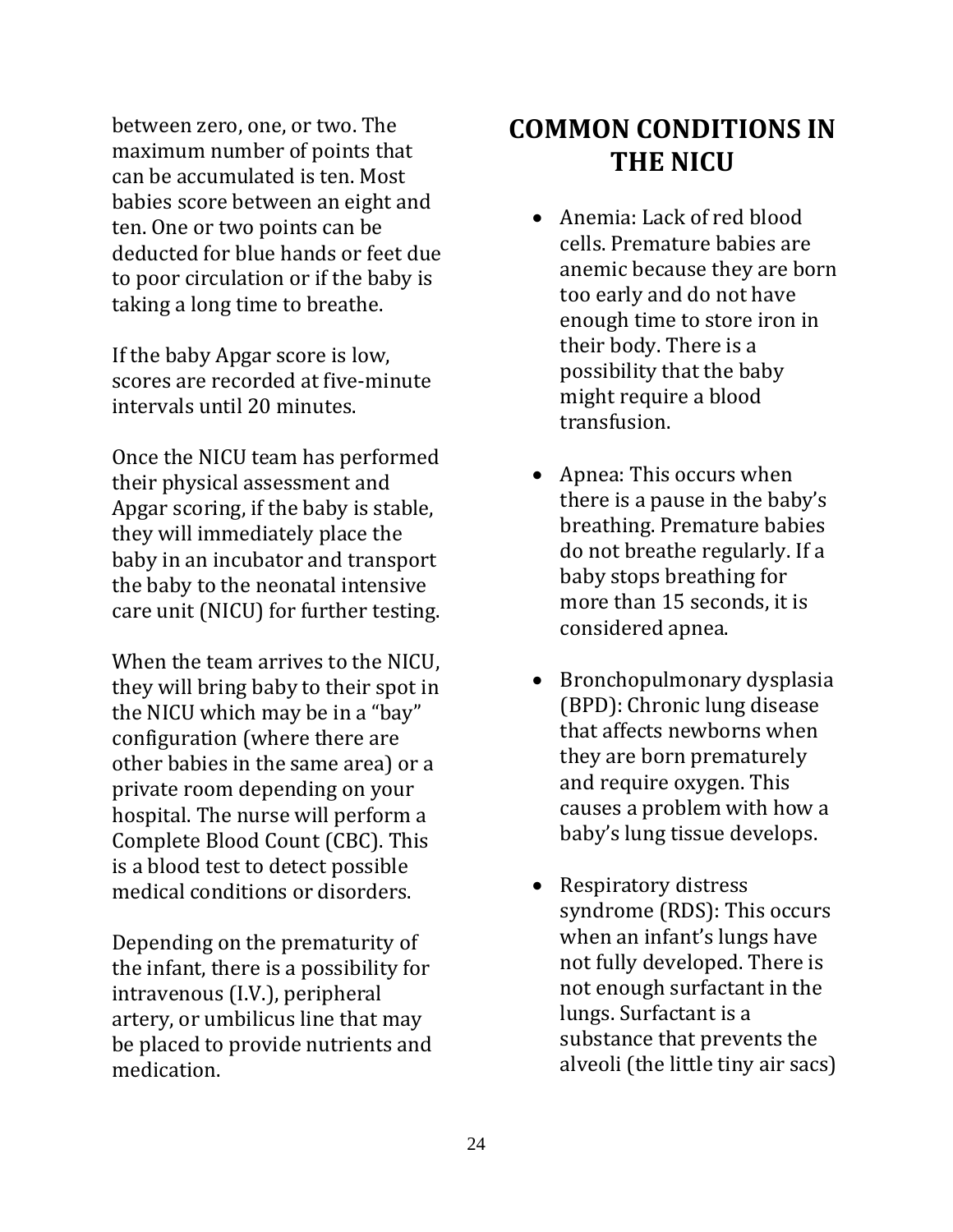between zero, one, or two. The maximum number of points that can be accumulated is ten. Most babies score between an eight and ten. One or two points can be deducted for blue hands or feet due to poor circulation or if the baby is taking a long time to breathe.

If the baby Apgar score is low, scores are recorded at five-minute intervals until 20 minutes.

Once the NICU team has performed their physical assessment and Apgar scoring, if the baby is stable, they will immediately place the baby in an incubator and transport the baby to the neonatal intensive care unit (NICU) for further testing.

When the team arrives to the NICU, they will bring baby to their spot in the NICU which may be in a "bay" configuration (where there are other babies in the same area) or a private room depending on your hospital. The nurse will perform a Complete Blood Count (CBC). This is a blood test to detect possible medical conditions or disorders.

Depending on the prematurity of the infant, there is a possibility for intravenous (I.V.), peripheral artery, or umbilicus line that may be placed to provide nutrients and medication.

# COMMON CONDITIONS IN THE NICU

- Anemia: Lack of red blood cells. Premature babies are anemic because they are born too early and do not have enough time to store iron in their body. There is a possibility that the baby might require a blood transfusion.

- Apnea: This occurs when there is a pause in the baby's breathing. Premature babies do not breathe regularly. If a baby stops breathing for more than 15 seconds, it is considered apnea.

- Bronchopulmonary dysplasia (BPD): Chronic lung disease that affects newborns when they are born prematurely and require oxygen. This causes a problem with how a baby's lung tissue develops.

- Respiratory distress syndrome (RDS): This occurs when an infant's lungs have not fully developed. There is not enough surfactant in the lungs. Surfactant is a substance that prevents the alveoli (the little tiny air sacs)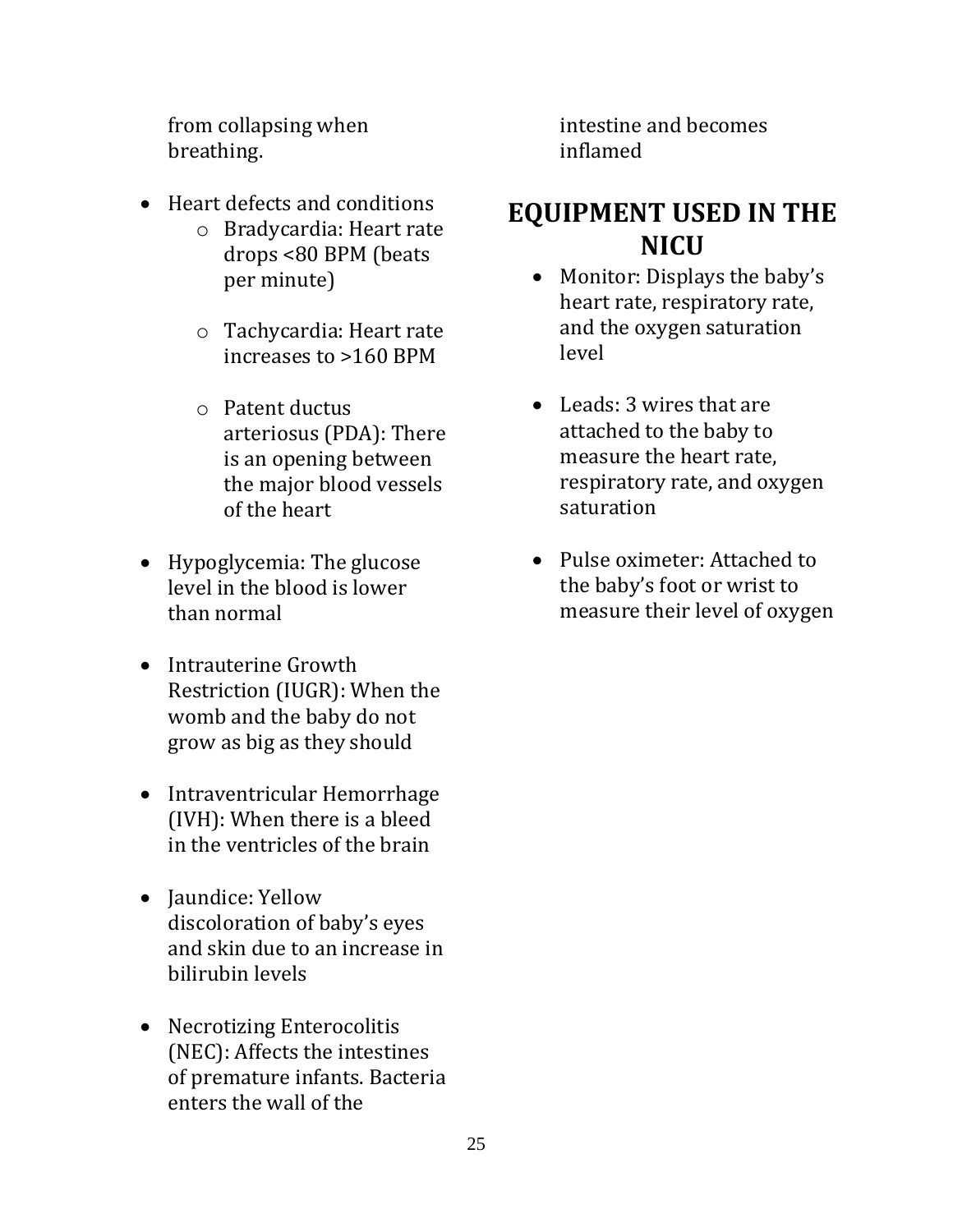from collapsing when breathing.

- Heart defects and conditions
  - Bradycardia: Heart rate drops <80 BPM (beats per minute)
  - Tachycardia: Heart rate increases to >160 BPM
  - Patent ductus arteriosus (PDA): There is an opening between the major blood vessels of the heart
- Hypoglycemia: The glucose level in the blood is lower than normal
- Intrauterine Growth Restriction (IUGR): When the womb and the baby do not grow as big as they should
- Intraventricular Hemorrhage (IVH): When there is a bleed in the ventricles of the brain
- Jaundice: Yellow discoloration of baby's eyes and skin due to an increase in bilirubin levels
- Necrotizing Enterocolitis (NEC): Affects the intestines of premature infants. Bacteria enters the wall of the intestine and becomes inflamed

## EQUIPMENT USED IN THE NICU

- Monitor: Displays the baby's heart rate, respiratory rate, and the oxygen saturation level
- Leads: 3 wires that are attached to the baby to measure the heart rate, respiratory rate, and oxygen saturation
- Pulse oximeter: Attached to the baby's foot or wrist to measure their level of oxygen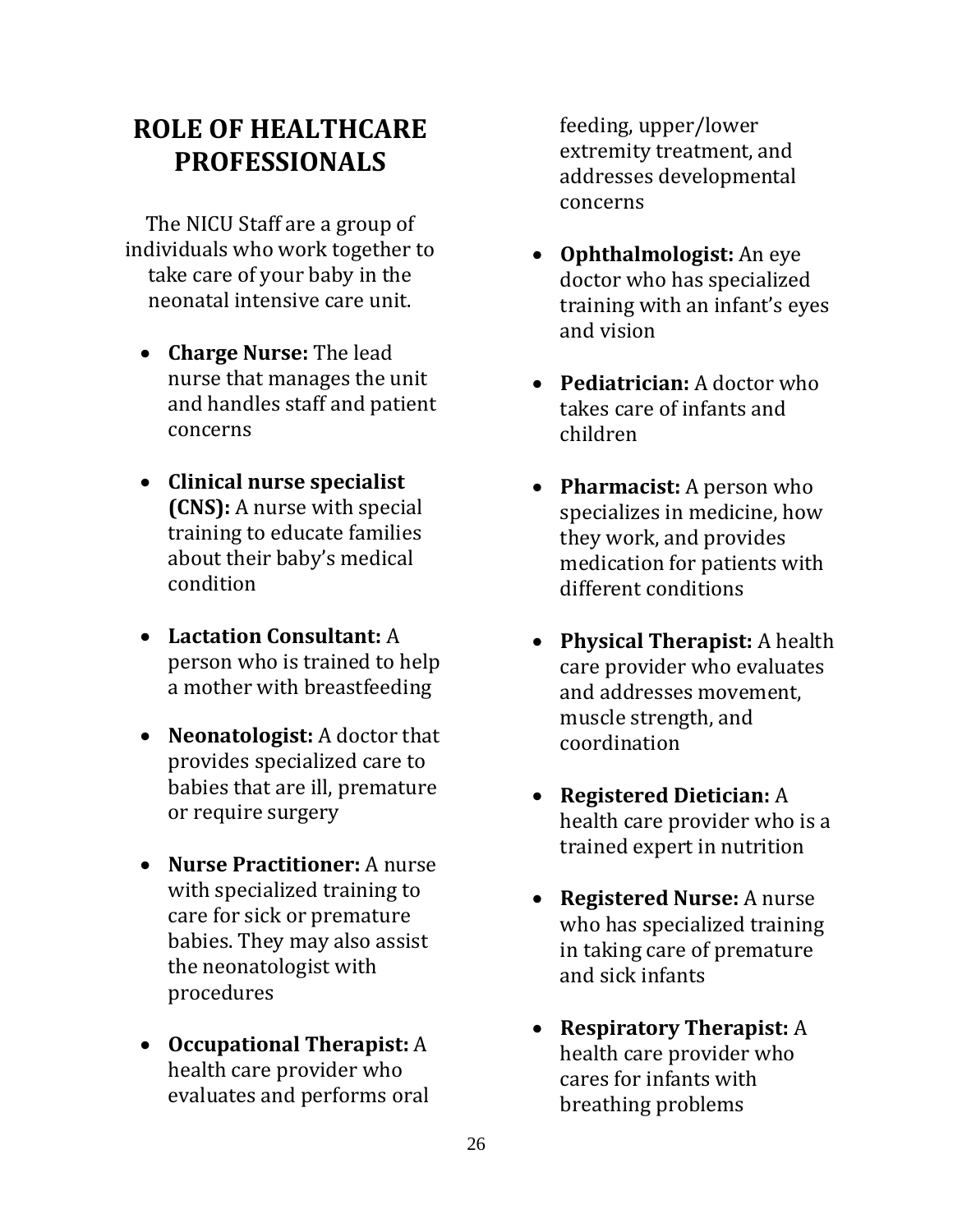# ROLE OF HEALTHCARE PROFESSIONALS

The NICU Staff are a group of individuals who work together to take care of your baby in the neonatal intensive care unit.

- **Charge Nurse:** The lead nurse that manages the unit and handles staff and patient concerns
- **Clinical nurse specialist (CNS):** A nurse with special training to educate families about their baby's medical condition
- **Lactation Consultant:** A person who is trained to help a mother with breastfeeding
- **Neonatologist:** A doctor that provides specialized care to babies that are ill, premature or require surgery
- **Nurse Practitioner:** A nurse with specialized training to care for sick or premature babies. They may also assist the neonatologist with procedures
- **Occupational Therapist:** A health care provider who evaluates and performs oral feeding, upper/lower extremity treatment, and addresses developmental concerns
- **Ophthalmologist:** An eye doctor who has specialized training with an infant's eyes and vision
- **Pediatrician:** A doctor who takes care of infants and children
- **Pharmacist:** A person who specializes in medicine, how they work, and provides medication for patients with different conditions
- **Physical Therapist:** A health care provider who evaluates and addresses movement, muscle strength, and coordination
- **Registered Dietician:** A health care provider who is a trained expert in nutrition
- **Registered Nurse:** A nurse who has specialized training in taking care of premature and sick infants
- **Respiratory Therapist:** A health care provider who cares for infants with breathing problems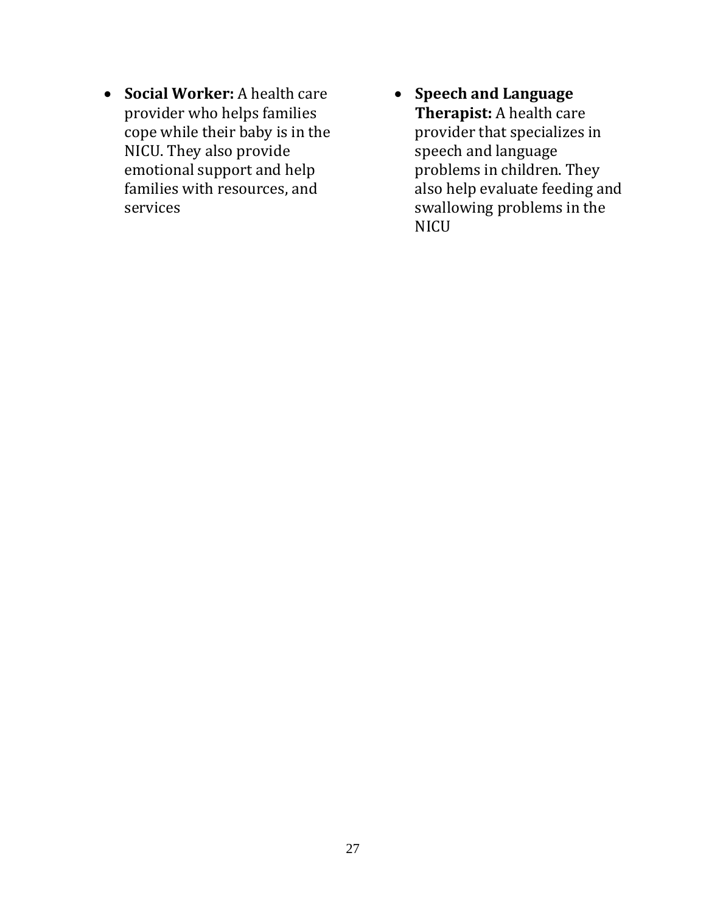- **Social Worker:** A health care provider who helps families cope while their baby is in the NICU. They also provide emotional support and help families with resources, and services
- **Speech and Language Therapist:** A health care provider that specializes in speech and language problems in children. They also help evaluate feeding and swallowing problems in the NICU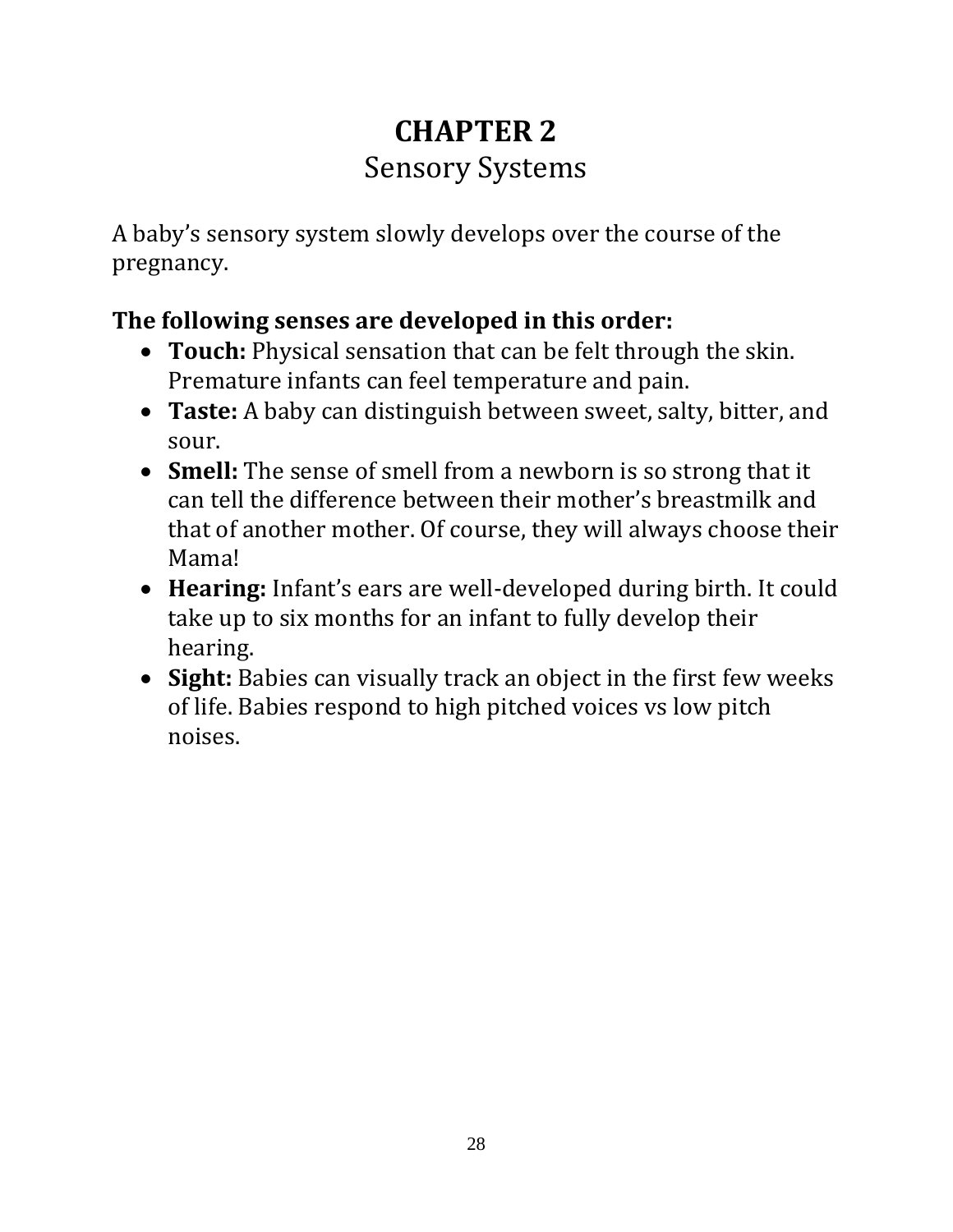# CHAPTER 2
## Sensory Systems

A baby's sensory system slowly develops over the course of the pregnancy.

**The following senses are developed in this order:**

- **Touch:** Physical sensation that can be felt through the skin. Premature infants can feel temperature and pain.
- **Taste:** A baby can distinguish between sweet, salty, bitter, and sour.
- **Smell:** The sense of smell from a newborn is so strong that it can tell the difference between their mother's breastmilk and that of another mother. Of course, they will always choose their Mama!
- **Hearing:** Infant's ears are well-developed during birth. It could take up to six months for an infant to fully develop their hearing.
- **Sight:** Babies can visually track an object in the first few weeks of life. Babies respond to high pitched voices vs low pitch noises.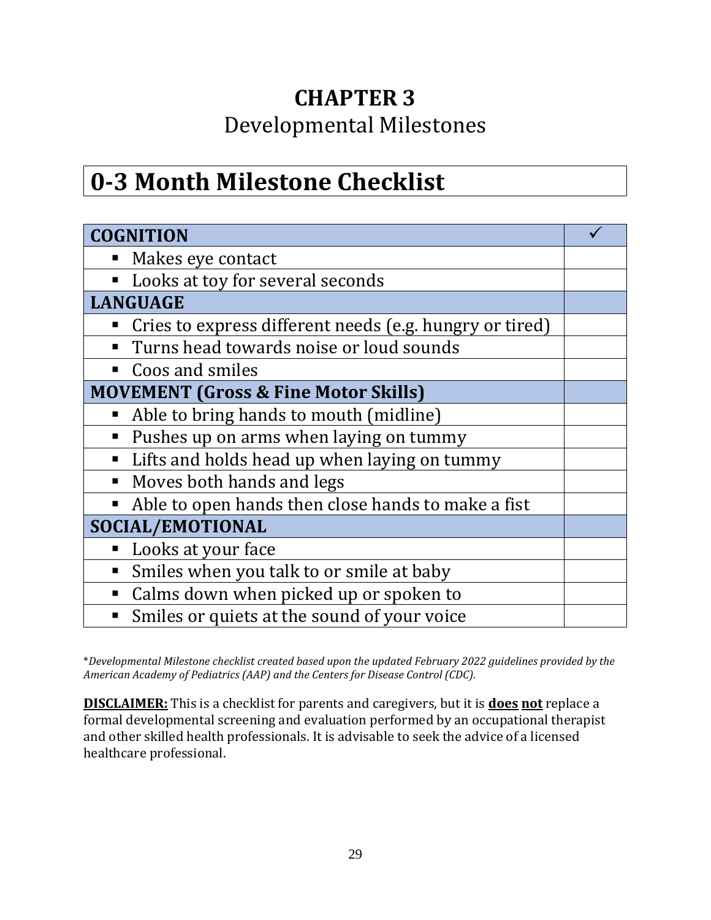# CHAPTER 3

Developmental Milestones

## 0-3 Month Milestone Checklist

| COGNITION | ✓ |
|---|---|
| ▪ Makes eye contact | |
| ▪ Looks at toy for several seconds | |
| **LANGUAGE** | |
| ▪ Cries to express different needs (e.g. hungry or tired) | |
| ▪ Turns head towards noise or loud sounds | |
| ▪ Coos and smiles | |
| **MOVEMENT (Gross & Fine Motor Skills)** | |
| ▪ Able to bring hands to mouth (midline) | |
| ▪ Pushes up on arms when laying on tummy | |
| ▪ Lifts and holds head up when laying on tummy | |
| ▪ Moves both hands and legs | |
| ▪ Able to open hands then close hands to make a fist | |
| **SOCIAL/EMOTIONAL** | |
| ▪ Looks at your face | |
| ▪ Smiles when you talk to or smile at baby | |
| ▪ Calms down when picked up or spoken to | |
| ▪ Smiles or quiets at the sound of your voice | |

*\*Developmental Milestone checklist created based upon the updated February 2022 guidelines provided by the American Academy of Pediatrics (AAP) and the Centers for Disease Control (CDC).*

**DISCLAIMER:** This is a checklist for parents and caregivers, but it is **does not** replace a formal developmental screening and evaluation performed by an occupational therapist and other skilled health professionals. It is advisable to seek the advice of a licensed healthcare professional.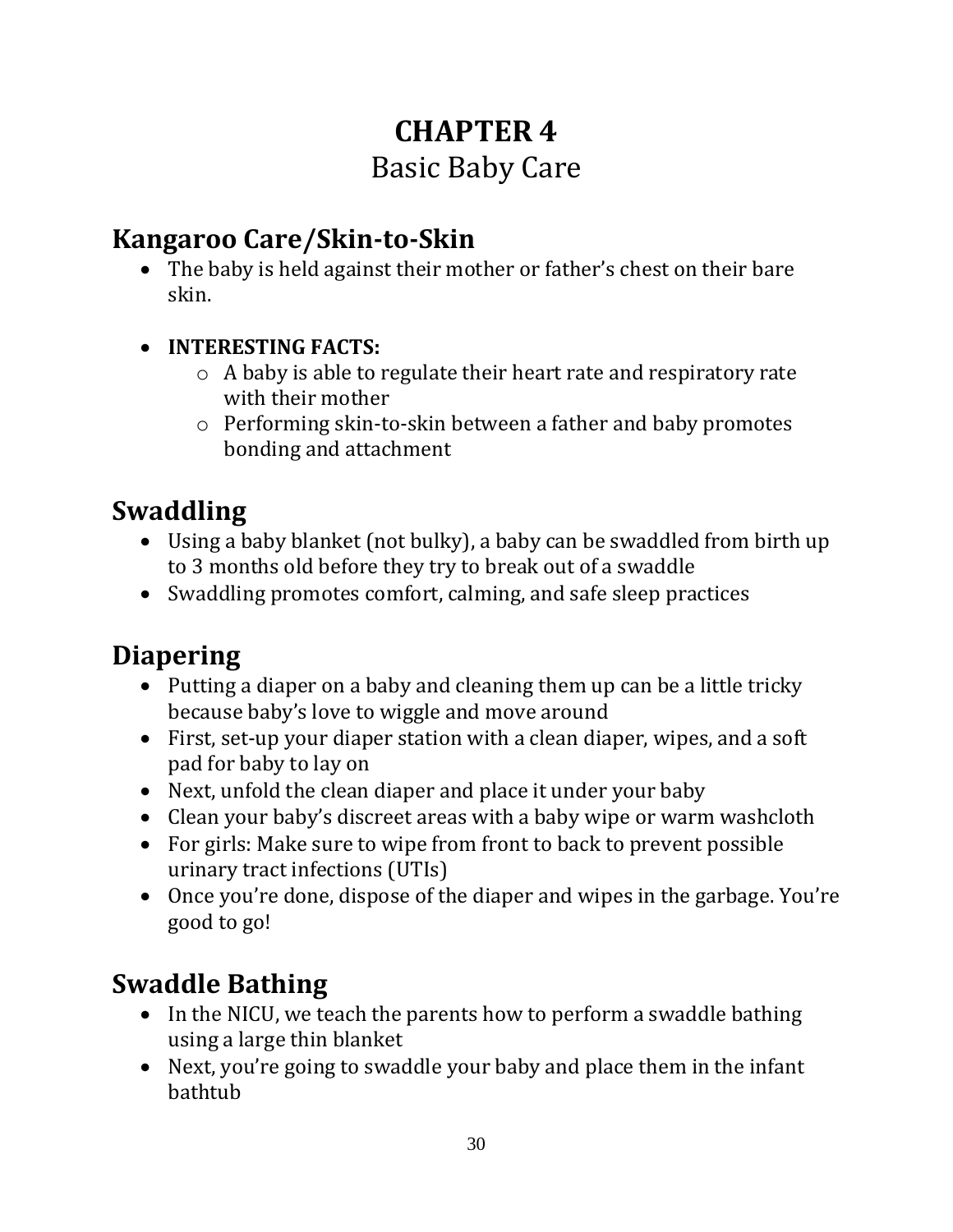# CHAPTER 4

Basic Baby Care

## Kangaroo Care/Skin-to-Skin

- The baby is held against their mother or father's chest on their bare skin.

- **INTERESTING FACTS:**
    - A baby is able to regulate their heart rate and respiratory rate with their mother
    - Performing skin-to-skin between a father and baby promotes bonding and attachment

## Swaddling

- Using a baby blanket (not bulky), a baby can be swaddled from birth up to 3 months old before they try to break out of a swaddle
- Swaddling promotes comfort, calming, and safe sleep practices

## Diapering

- Putting a diaper on a baby and cleaning them up can be a little tricky because baby's love to wiggle and move around
- First, set-up your diaper station with a clean diaper, wipes, and a soft pad for baby to lay on
- Next, unfold the clean diaper and place it under your baby
- Clean your baby's discreet areas with a baby wipe or warm washcloth
- For girls: Make sure to wipe from front to back to prevent possible urinary tract infections (UTIs)
- Once you're done, dispose of the diaper and wipes in the garbage. You're good to go!

## Swaddle Bathing

- In the NICU, we teach the parents how to perform a swaddle bathing using a large thin blanket
- Next, you're going to swaddle your baby and place them in the infant bathtub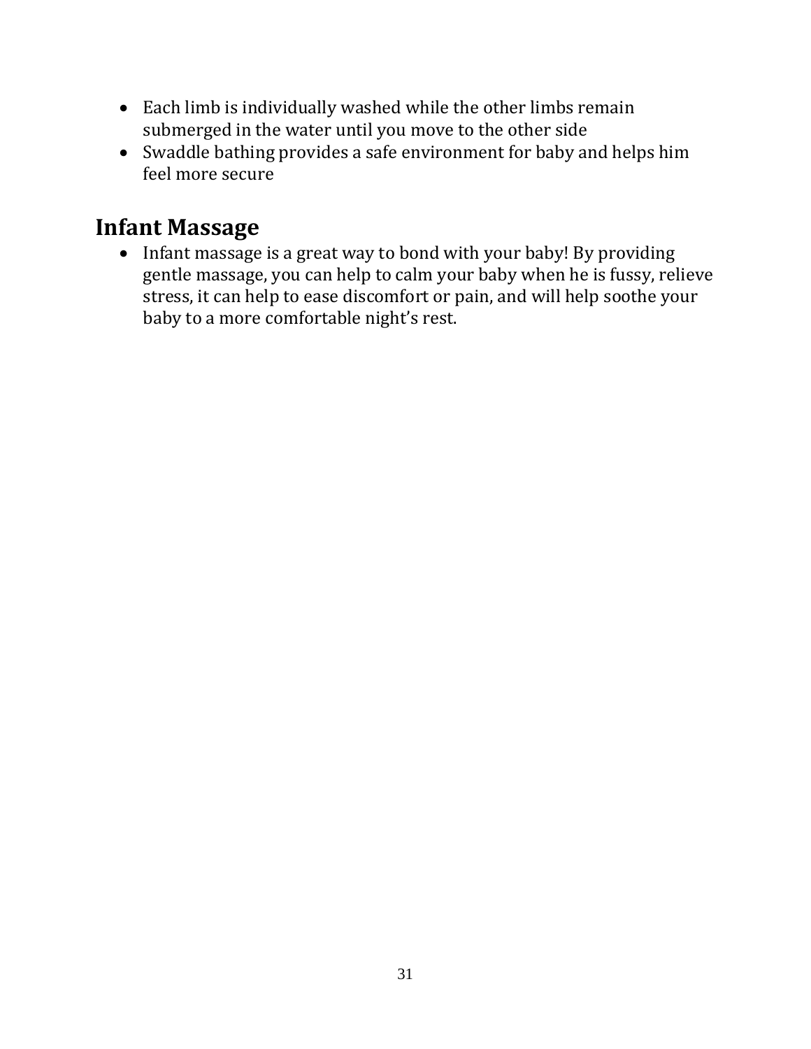- Each limb is individually washed while the other limbs remain submerged in the water until you move to the other side
- Swaddle bathing provides a safe environment for baby and helps him feel more secure

## Infant Massage

- Infant massage is a great way to bond with your baby! By providing gentle massage, you can help to calm your baby when he is fussy, relieve stress, it can help to ease discomfort or pain, and will help soothe your baby to a more comfortable night's rest.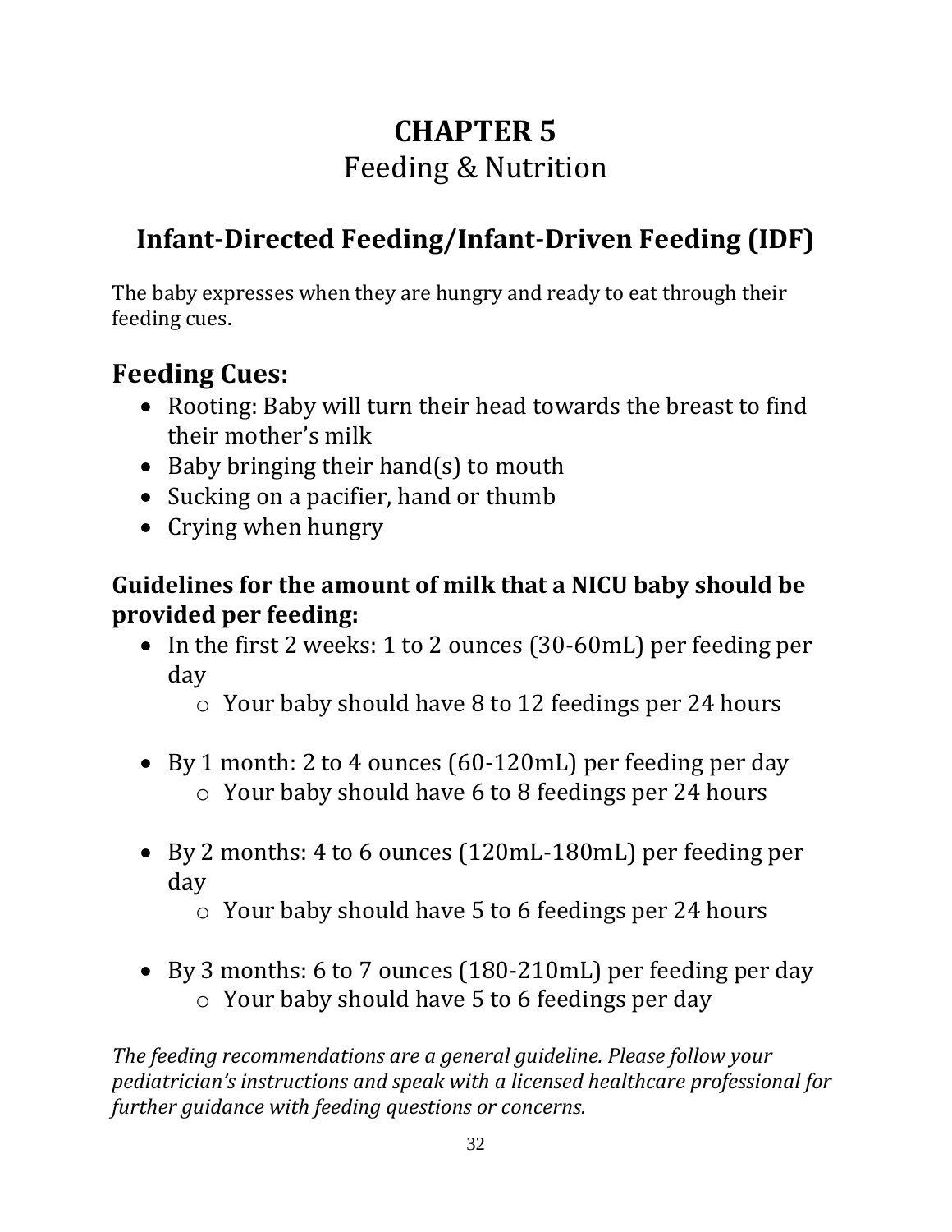# CHAPTER 5

Feeding & Nutrition

## Infant-Directed Feeding/Infant-Driven Feeding (IDF)

The baby expresses when they are hungry and ready to eat through their feeding cues.

## Feeding Cues:

- Rooting: Baby will turn their head towards the breast to find their mother's milk
- Baby bringing their hand(s) to mouth
- Sucking on a pacifier, hand or thumb
- Crying when hungry

### Guidelines for the amount of milk that a NICU baby should be provided per feeding:

- In the first 2 weeks: 1 to 2 ounces (30-60mL) per feeding per day
  - Your baby should have 8 to 12 feedings per 24 hours
- By 1 month: 2 to 4 ounces (60-120mL) per feeding per day
  - Your baby should have 6 to 8 feedings per 24 hours
- By 2 months: 4 to 6 ounces (120mL-180mL) per feeding per day
  - Your baby should have 5 to 6 feedings per 24 hours
- By 3 months: 6 to 7 ounces (180-210mL) per feeding per day
  - Your baby should have 5 to 6 feedings per day

*The feeding recommendations are a general guideline. Please follow your pediatrician's instructions and speak with a licensed healthcare professional for further guidance with feeding questions or concerns.*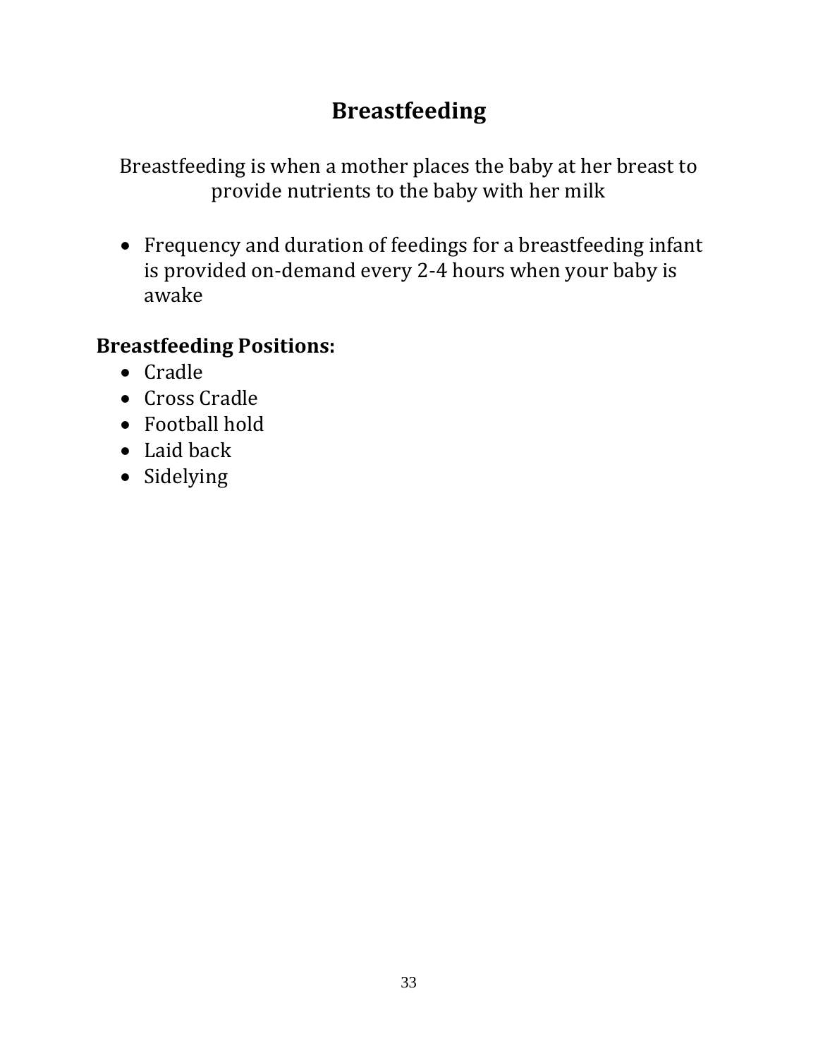# Breastfeeding

Breastfeeding is when a mother places the baby at her breast to provide nutrients to the baby with her milk

- Frequency and duration of feedings for a breastfeeding infant is provided on-demand every 2-4 hours when your baby is awake

**Breastfeeding Positions:**

- Cradle
- Cross Cradle
- Football hold
- Laid back
- Sidelying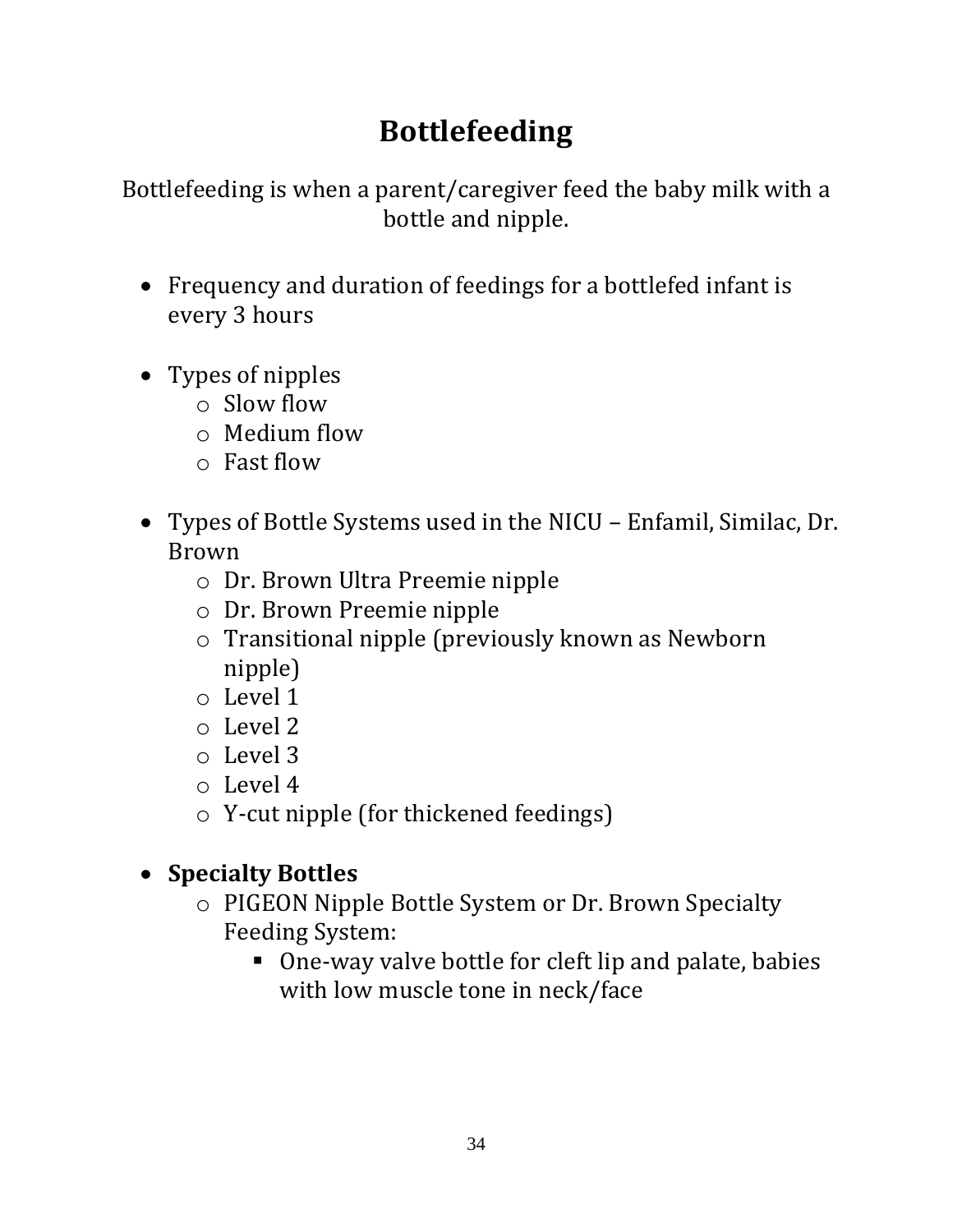# Bottlefeeding

Bottlefeeding is when a parent/caregiver feed the baby milk with a bottle and nipple.

- Frequency and duration of feedings for a bottlefed infant is every 3 hours

- Types of nipples
  - Slow flow
  - Medium flow
  - Fast flow

- Types of Bottle Systems used in the NICU – Enfamil, Similac, Dr. Brown
  - Dr. Brown Ultra Preemie nipple
  - Dr. Brown Preemie nipple
  - Transitional nipple (previously known as Newborn nipple)
  - Level 1
  - Level 2
  - Level 3
  - Level 4
  - Y-cut nipple (for thickened feedings)

- **Specialty Bottles**
  - PIGEON Nipple Bottle System or Dr. Brown Specialty Feeding System:
    - One-way valve bottle for cleft lip and palate, babies with low muscle tone in neck/face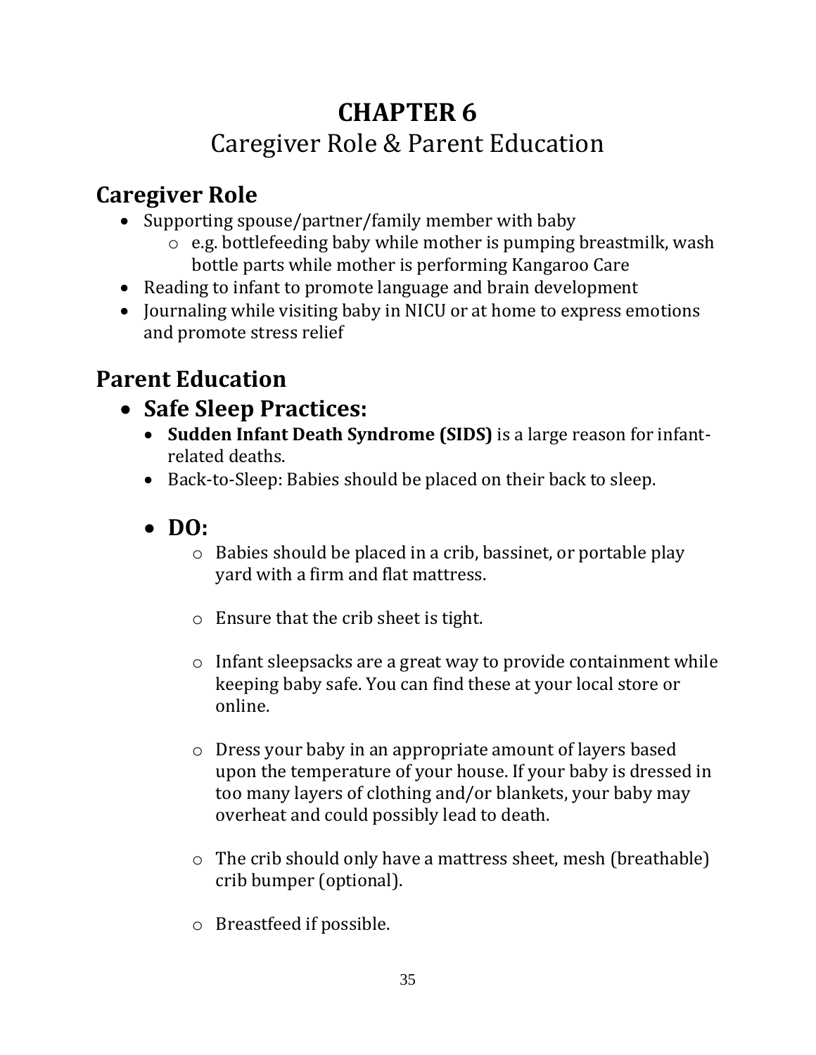# CHAPTER 6

## Caregiver Role & Parent Education

## Caregiver Role

- Supporting spouse/partner/family member with baby
  - e.g. bottlefeeding baby while mother is pumping breastmilk, wash bottle parts while mother is performing Kangaroo Care
- Reading to infant to promote language and brain development
- Journaling while visiting baby in NICU or at home to express emotions and promote stress relief

## Parent Education

- **Safe Sleep Practices:**
  - **Sudden Infant Death Syndrome (SIDS)** is a large reason for infant-related deaths.
  - Back-to-Sleep: Babies should be placed on their back to sleep.

  - **DO:**
    - Babies should be placed in a crib, bassinet, or portable play yard with a firm and flat mattress.

    - Ensure that the crib sheet is tight.

    - Infant sleepsacks are a great way to provide containment while keeping baby safe. You can find these at your local store or online.

    - Dress your baby in an appropriate amount of layers based upon the temperature of your house. If your baby is dressed in too many layers of clothing and/or blankets, your baby may overheat and could possibly lead to death.

    - The crib should only have a mattress sheet, mesh (breathable) crib bumper (optional).

    - Breastfeed if possible.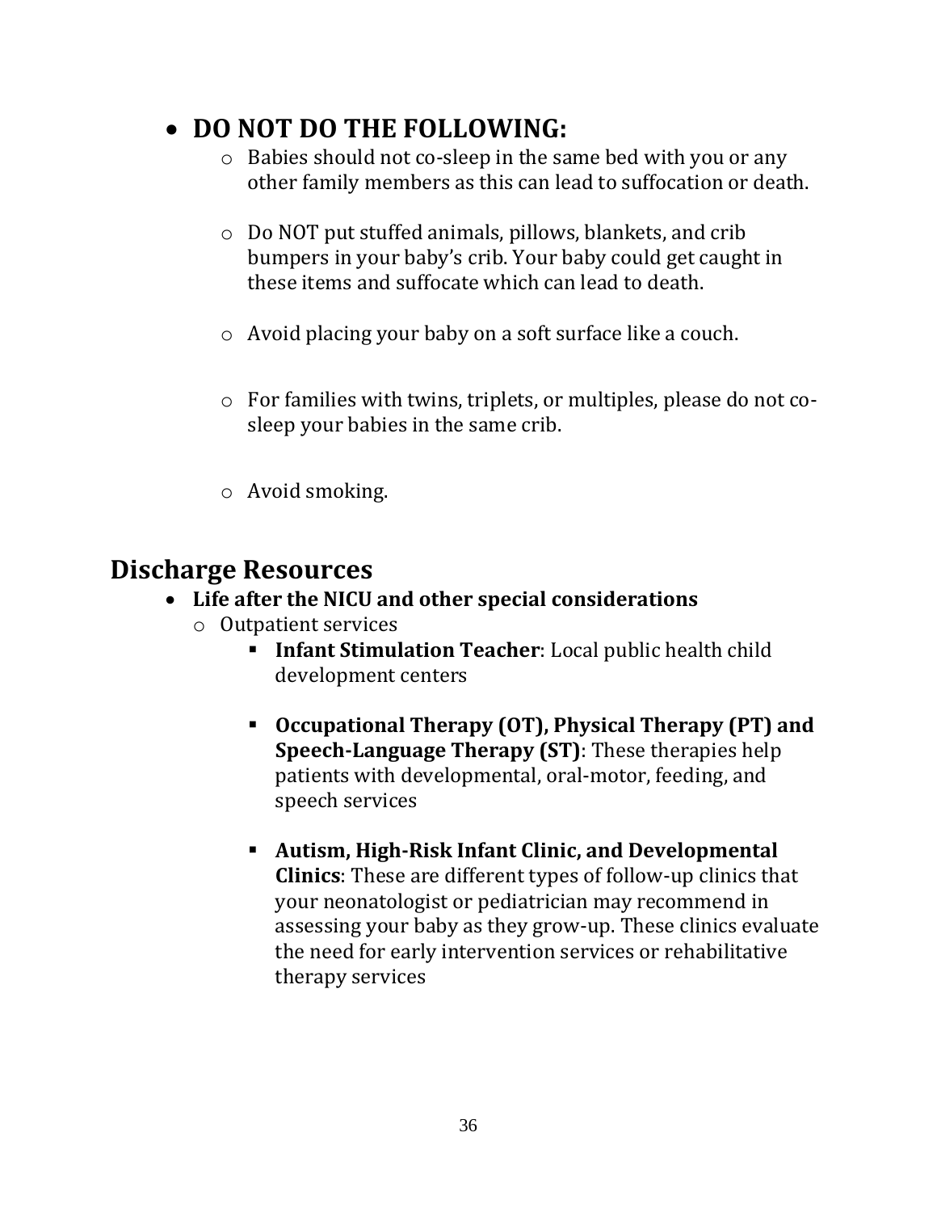- **DO NOT DO THE FOLLOWING:**
    - Babies should not co-sleep in the same bed with you or any other family members as this can lead to suffocation or death.
    - Do NOT put stuffed animals, pillows, blankets, and crib bumpers in your baby's crib. Your baby could get caught in these items and suffocate which can lead to death.
    - Avoid placing your baby on a soft surface like a couch.
    - For families with twins, triplets, or multiples, please do not co-sleep your babies in the same crib.
    - Avoid smoking.

## Discharge Resources

- **Life after the NICU and other special considerations**
    - Outpatient services
        - **Infant Stimulation Teacher**: Local public health child development centers
        - **Occupational Therapy (OT), Physical Therapy (PT) and Speech-Language Therapy (ST)**: These therapies help patients with developmental, oral-motor, feeding, and speech services
        - **Autism, High-Risk Infant Clinic, and Developmental Clinics**: These are different types of follow-up clinics that your neonatologist or pediatrician may recommend in assessing your baby as they grow-up. These clinics evaluate the need for early intervention services or rehabilitative therapy services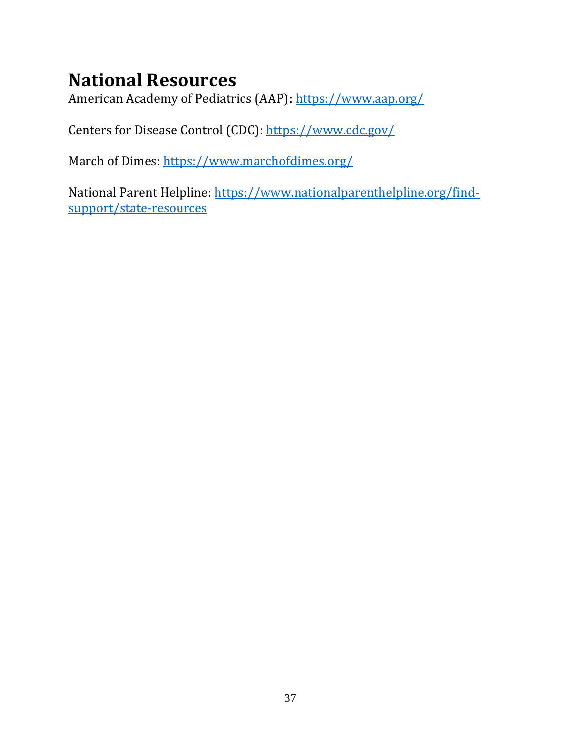# National Resources

American Academy of Pediatrics (AAP): https://www.aap.org/

Centers for Disease Control (CDC): https://www.cdc.gov/

March of Dimes: https://www.marchofdimes.org/

National Parent Helpline: https://www.nationalparenthelpline.org/find-support/state-resources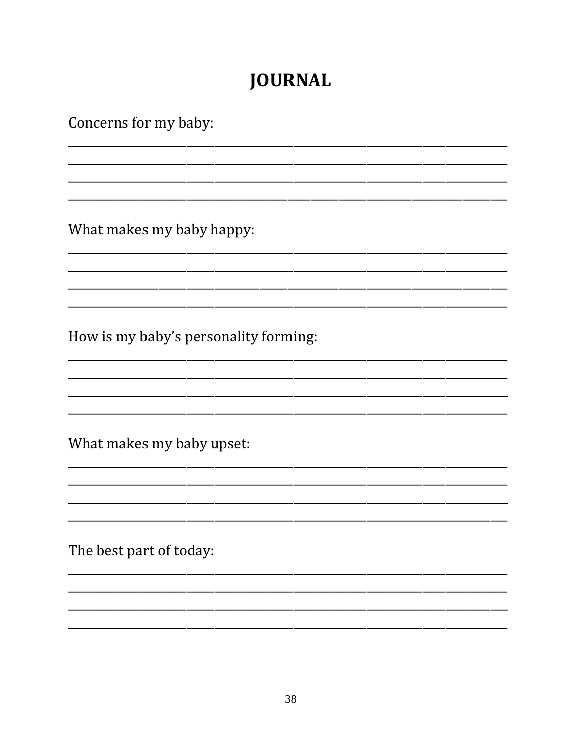# JOURNAL

Concerns for my baby:

________________________________________________________________________________
________________________________________________________________________________
________________________________________________________________________________
________________________________________________________________________________

What makes my baby happy:

________________________________________________________________________________
________________________________________________________________________________
________________________________________________________________________________
________________________________________________________________________________

How is my baby's personality forming:

________________________________________________________________________________
________________________________________________________________________________
________________________________________________________________________________
________________________________________________________________________________

What makes my baby upset:

________________________________________________________________________________
________________________________________________________________________________
________________________________________________________________________________
________________________________________________________________________________

The best part of today:

________________________________________________________________________________
________________________________________________________________________________
________________________________________________________________________________
________________________________________________________________________________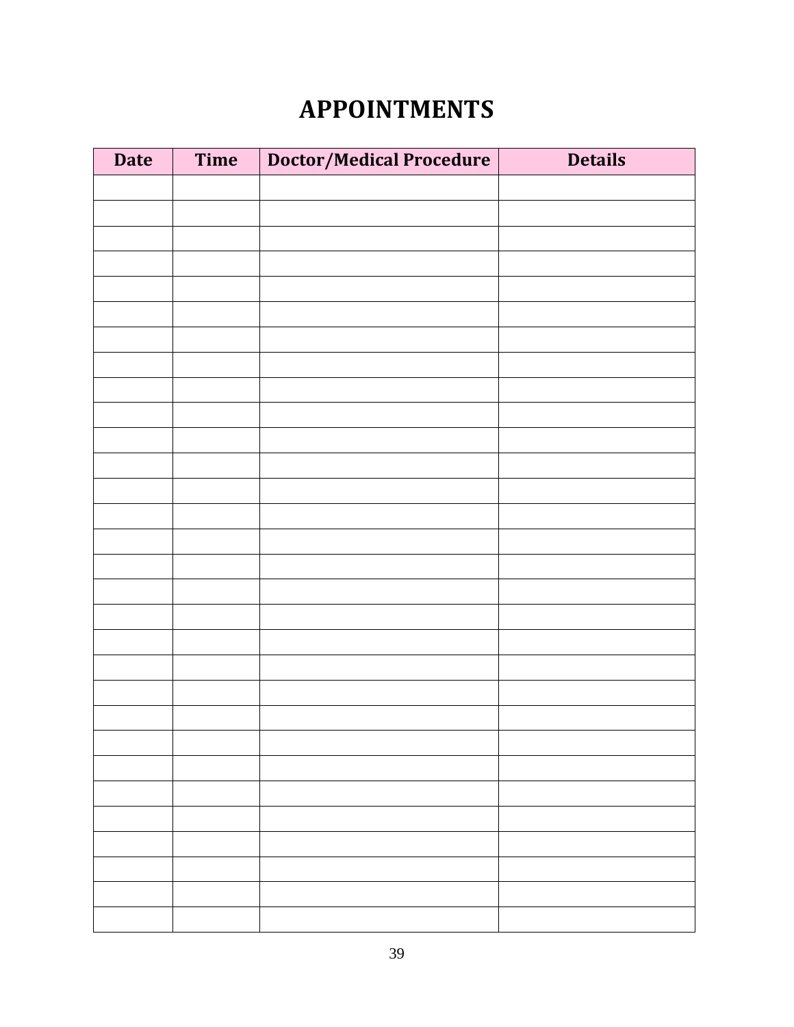# APPOINTMENTS

| Date | Time | Doctor/Medical Procedure | Details |
|---|---|---|---|
| | | | |
| | | | |
| | | | |
| | | | |
| | | | |
| | | | |
| | | | |
| | | | |
| | | | |
| | | | |
| | | | |
| | | | |
| | | | |
| | | | |
| | | | |
| | | | |
| | | | |
| | | | |
| | | | |
| | | | |
| | | | |
| | | | |
| | | | |
| | | | |
| | | | |
| | | | |
| | | | |
| | | | |
| | | | |
| | | | |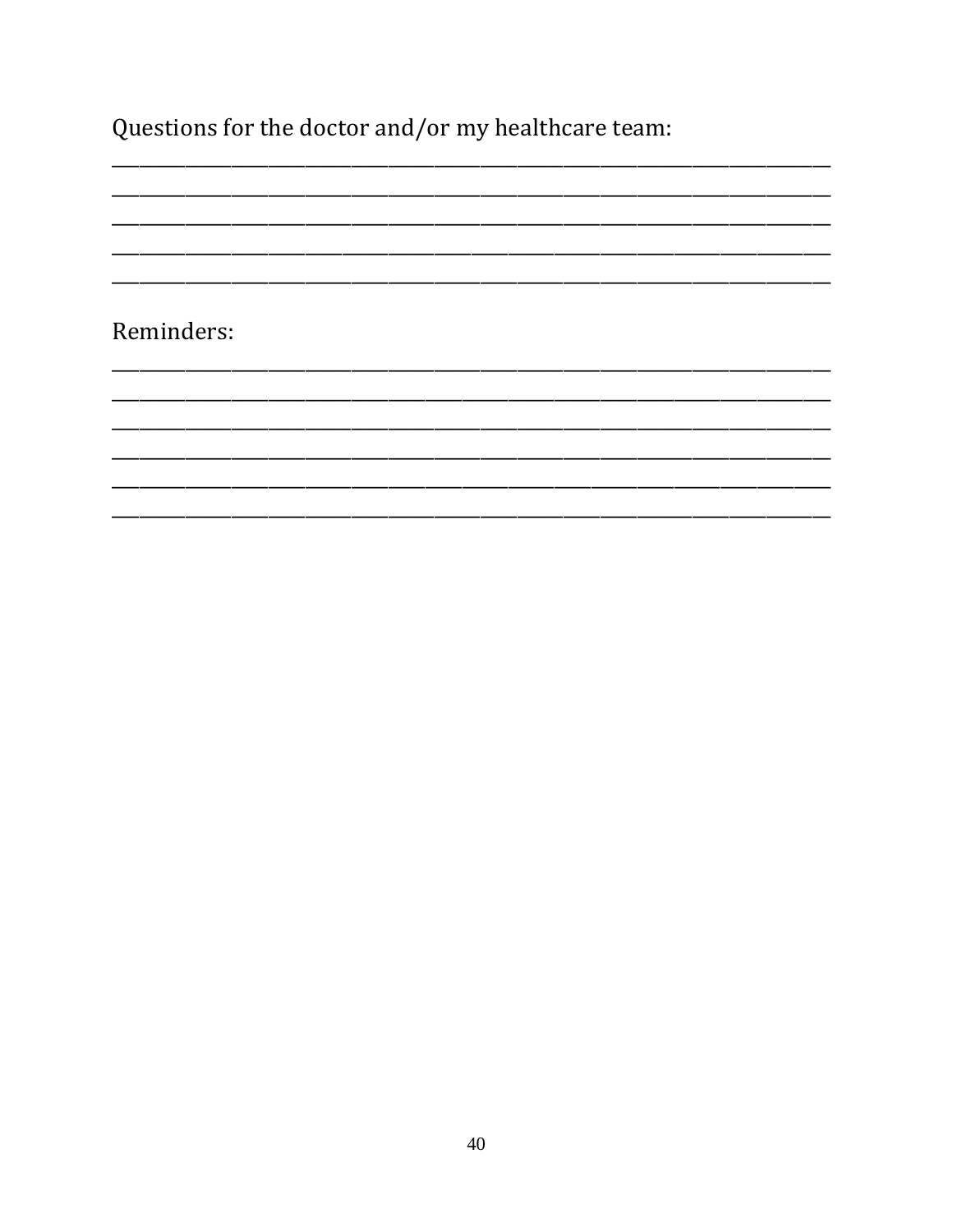Questions for the doctor and/or my healthcare team:

______________________________________________________________________________
______________________________________________________________________________
______________________________________________________________________________
______________________________________________________________________________
______________________________________________________________________________

Reminders:

______________________________________________________________________________
______________________________________________________________________________
______________________________________________________________________________
______________________________________________________________________________
______________________________________________________________________________
______________________________________________________________________________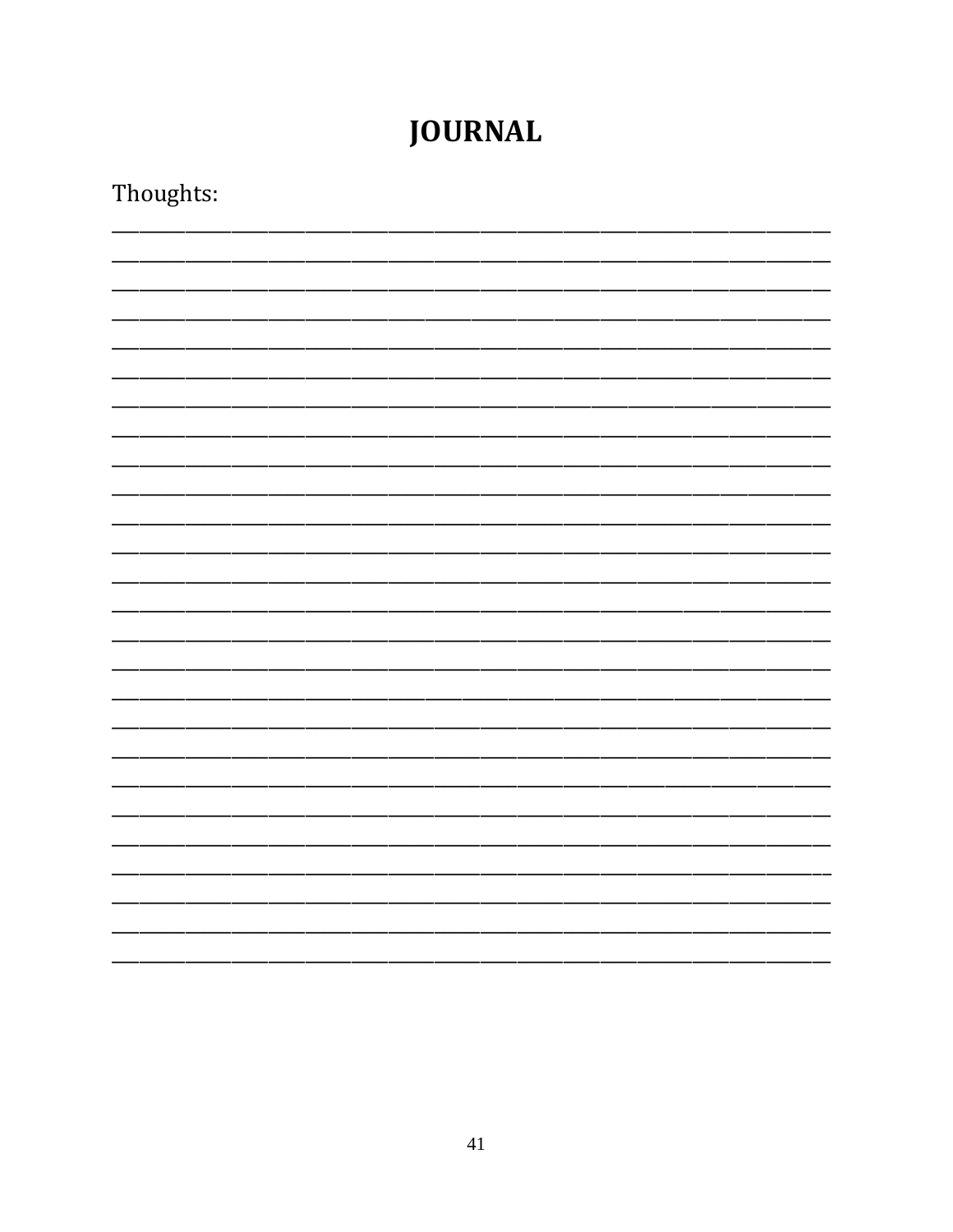# JOURNAL

Thoughts:

___________________________________________________________________________

___________________________________________________________________________

___________________________________________________________________________

___________________________________________________________________________

___________________________________________________________________________

___________________________________________________________________________

___________________________________________________________________________

___________________________________________________________________________

___________________________________________________________________________

___________________________________________________________________________

___________________________________________________________________________

___________________________________________________________________________

___________________________________________________________________________

___________________________________________________________________________

___________________________________________________________________________

___________________________________________________________________________

___________________________________________________________________________

___________________________________________________________________________

___________________________________________________________________________

___________________________________________________________________________

___________________________________________________________________________

___________________________________________________________________________

___________________________________________________________________________

___________________________________________________________________________

___________________________________________________________________________

___________________________________________________________________________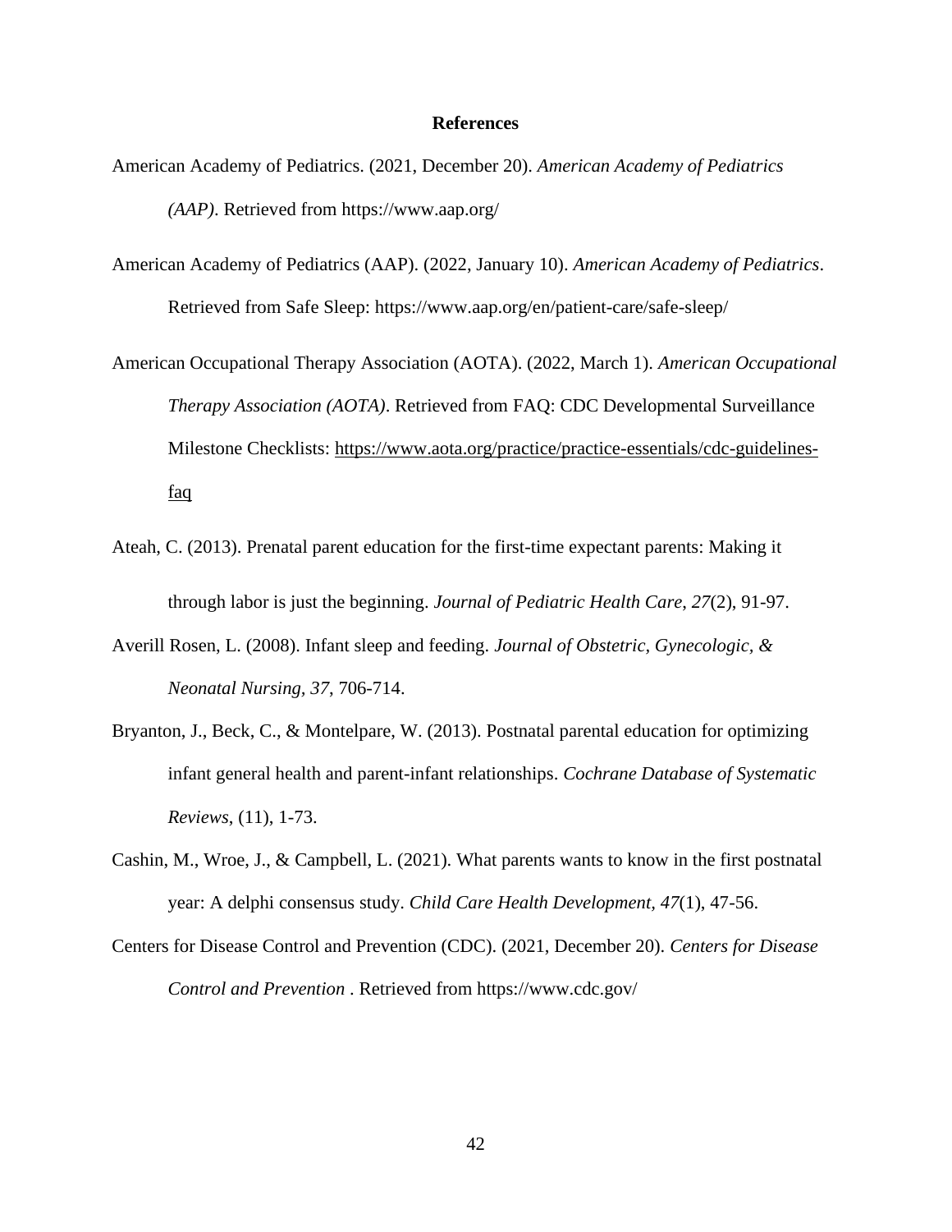# References

American Academy of Pediatrics. (2021, December 20). *American Academy of Pediatrics (AAP)*. Retrieved from https://www.aap.org/

American Academy of Pediatrics (AAP). (2022, January 10). *American Academy of Pediatrics*. Retrieved from Safe Sleep: https://www.aap.org/en/patient-care/safe-sleep/

American Occupational Therapy Association (AOTA). (2022, March 1). *American Occupational Therapy Association (AOTA)*. Retrieved from FAQ: CDC Developmental Surveillance Milestone Checklists: https://www.aota.org/practice/practice-essentials/cdc-guidelines-faq

Ateah, C. (2013). Prenatal parent education for the first-time expectant parents: Making it through labor is just the beginning. *Journal of Pediatric Health Care*, *27*(2), 91-97.

Averill Rosen, L. (2008). Infant sleep and feeding. *Journal of Obstetric, Gynecologic, & Neonatal Nursing*, *37*, 706-714.

Bryanton, J., Beck, C., & Montelpare, W. (2013). Postnatal parental education for optimizing infant general health and parent-infant relationships. *Cochrane Database of Systematic Reviews*, (11), 1-73.

Cashin, M., Wroe, J., & Campbell, L. (2021). What parents wants to know in the first postnatal year: A delphi consensus study. *Child Care Health Development*, *47*(1), 47-56.

Centers for Disease Control and Prevention (CDC). (2021, December 20). *Centers for Disease Control and Prevention* . Retrieved from https://www.cdc.gov/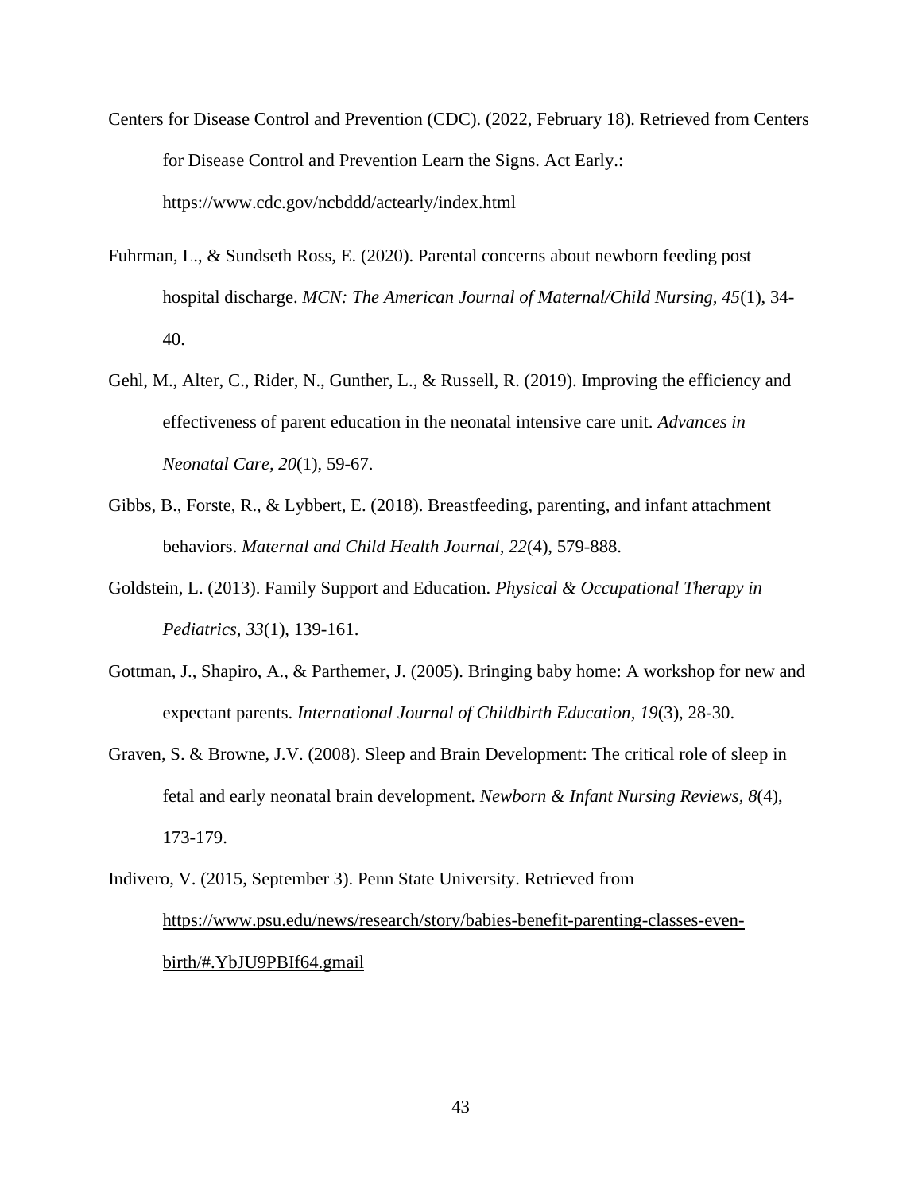Centers for Disease Control and Prevention (CDC). (2022, February 18). Retrieved from Centers for Disease Control and Prevention Learn the Signs. Act Early.: https://www.cdc.gov/ncbddd/actearly/index.html

Fuhrman, L., & Sundseth Ross, E. (2020). Parental concerns about newborn feeding post hospital discharge. *MCN: The American Journal of Maternal/Child Nursing*, *45*(1), 34-40.

Gehl, M., Alter, C., Rider, N., Gunther, L., & Russell, R. (2019). Improving the efficiency and effectiveness of parent education in the neonatal intensive care unit. *Advances in Neonatal Care, 20*(1), 59-67.

Gibbs, B., Forste, R., & Lybbert, E. (2018). Breastfeeding, parenting, and infant attachment behaviors. *Maternal and Child Health Journal, 22*(4), 579-888.

Goldstein, L. (2013). Family Support and Education. *Physical & Occupational Therapy in Pediatrics, 33*(1), 139-161.

Gottman, J., Shapiro, A., & Parthemer, J. (2005). Bringing baby home: A workshop for new and expectant parents. *International Journal of Childbirth Education*, *19*(3), 28-30.

Graven, S. & Browne, J.V. (2008). Sleep and Brain Development: The critical role of sleep in fetal and early neonatal brain development. *Newborn & Infant Nursing Reviews, 8*(4), 173-179.

Indivero, V. (2015, September 3). Penn State University. Retrieved from https://www.psu.edu/news/research/story/babies-benefit-parenting-classes-even-birth/#.YbJU9PBIf64.gmail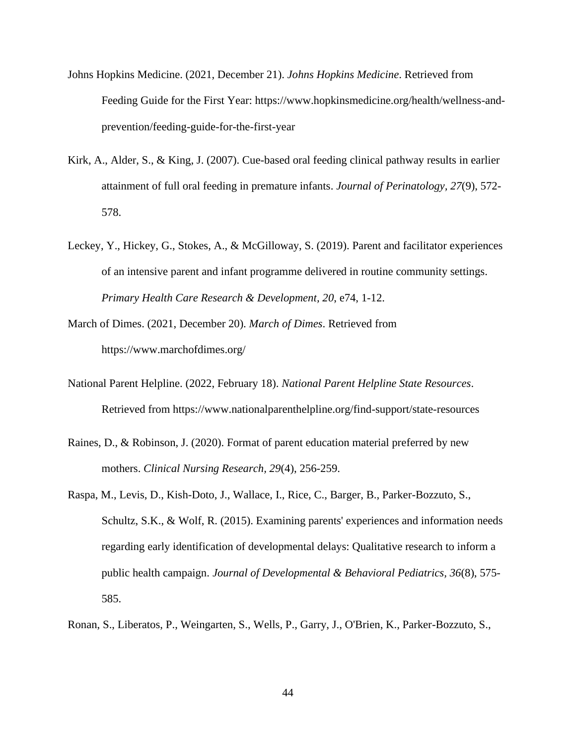Johns Hopkins Medicine. (2021, December 21). *Johns Hopkins Medicine*. Retrieved from Feeding Guide for the First Year: https://www.hopkinsmedicine.org/health/wellness-and-prevention/feeding-guide-for-the-first-year

Kirk, A., Alder, S., & King, J. (2007). Cue-based oral feeding clinical pathway results in earlier attainment of full oral feeding in premature infants. *Journal of Perinatology, 27*(9), 572-578.

Leckey, Y., Hickey, G., Stokes, A., & McGilloway, S. (2019). Parent and facilitator experiences of an intensive parent and infant programme delivered in routine community settings. *Primary Health Care Research & Development, 20*, e74, 1-12.

March of Dimes. (2021, December 20). *March of Dimes*. Retrieved from https://www.marchofdimes.org/

National Parent Helpline. (2022, February 18). *National Parent Helpline State Resources*. Retrieved from https://www.nationalparenthelpline.org/find-support/state-resources

Raines, D., & Robinson, J. (2020). Format of parent education material preferred by new mothers. *Clinical Nursing Research, 29*(4), 256-259.

Raspa, M., Levis, D., Kish-Doto, J., Wallace, I., Rice, C., Barger, B., Parker-Bozzuto, S., Schultz, S.K., & Wolf, R. (2015). Examining parents' experiences and information needs regarding early identification of developmental delays: Qualitative research to inform a public health campaign. *Journal of Developmental & Behavioral Pediatrics, 36*(8), 575-585.

Ronan, S., Liberatos, P., Weingarten, S., Wells, P., Garry, J., O'Brien, K., Parker-Bozzuto, S.,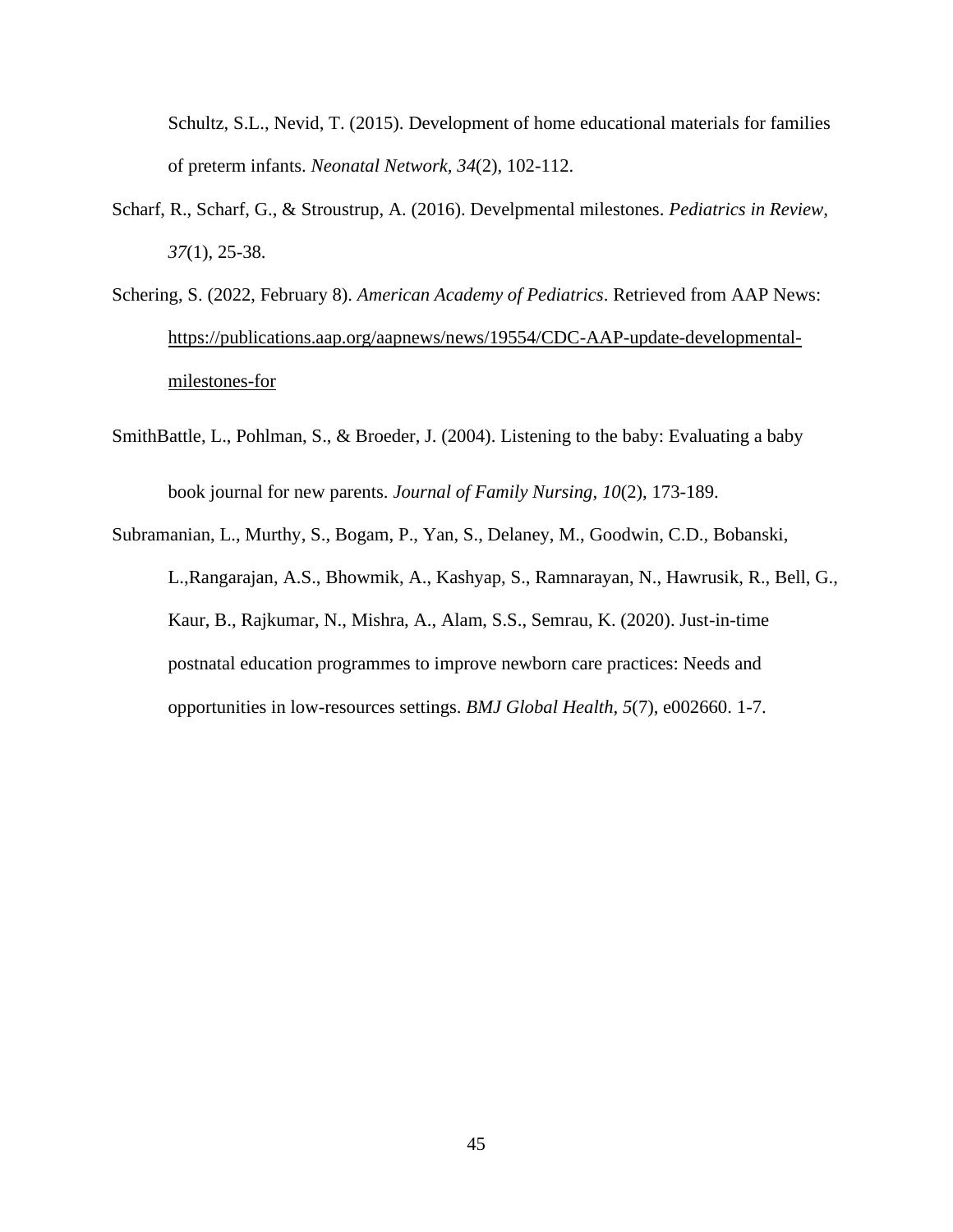Schultz, S.L., Nevid, T. (2015). Development of home educational materials for families of preterm infants. *Neonatal Network, 34*(2), 102-112.

Scharf, R., Scharf, G., & Stroustrup, A. (2016). Develpmental milestones. *Pediatrics in Review, 37*(1), 25-38.

Schering, S. (2022, February 8). *American Academy of Pediatrics*. Retrieved from AAP News: https://publications.aap.org/aapnews/news/19554/CDC-AAP-update-developmental-milestones-for

SmithBattle, L., Pohlman, S., & Broeder, J. (2004). Listening to the baby: Evaluating a baby book journal for new parents. *Journal of Family Nursing, 10*(2), 173-189.

Subramanian, L., Murthy, S., Bogam, P., Yan, S., Delaney, M., Goodwin, C.D., Bobanski, L.,Rangarajan, A.S., Bhowmik, A., Kashyap, S., Ramnarayan, N., Hawrusik, R., Bell, G., Kaur, B., Rajkumar, N., Mishra, A., Alam, S.S., Semrau, K. (2020). Just-in-time postnatal education programmes to improve newborn care practices: Needs and opportunities in low-resources settings. *BMJ Global Health, 5*(7), e002660. 1-7.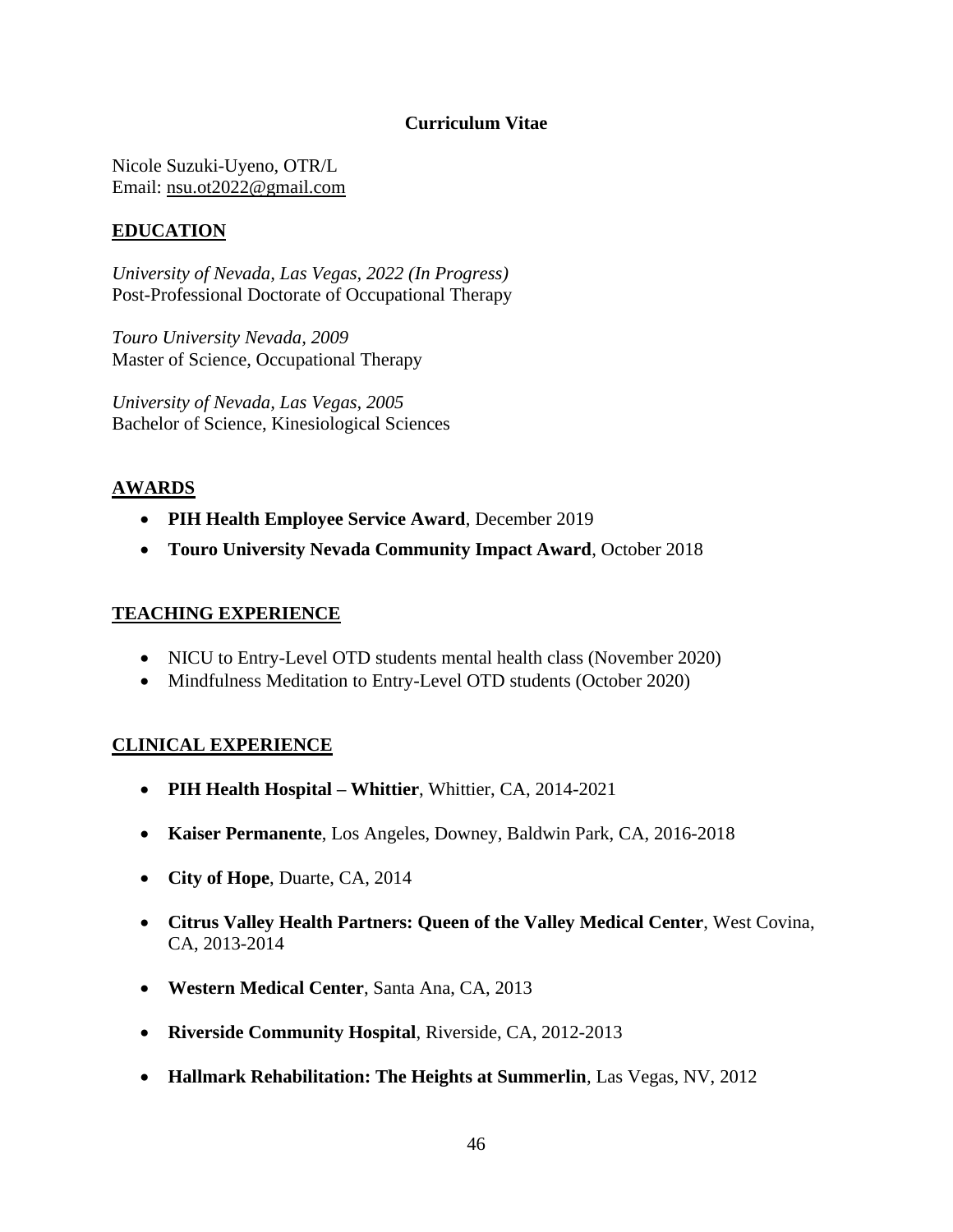**Curriculum Vitae**

Nicole Suzuki-Uyeno, OTR/L
Email: nsu.ot2022@gmail.com

## EDUCATION

*University of Nevada, Las Vegas, 2022 (In Progress)*
Post-Professional Doctorate of Occupational Therapy

*Touro University Nevada, 2009*
Master of Science, Occupational Therapy

*University of Nevada, Las Vegas, 2005*
Bachelor of Science, Kinesiological Sciences

## AWARDS

- **PIH Health Employee Service Award**, December 2019
- **Touro University Nevada Community Impact Award**, October 2018

## TEACHING EXPERIENCE

- NICU to Entry-Level OTD students mental health class (November 2020)
- Mindfulness Meditation to Entry-Level OTD students (October 2020)

## CLINICAL EXPERIENCE

- **PIH Health Hospital – Whittier**, Whittier, CA, 2014-2021
- **Kaiser Permanente**, Los Angeles, Downey, Baldwin Park, CA, 2016-2018
- **City of Hope**, Duarte, CA, 2014
- **Citrus Valley Health Partners: Queen of the Valley Medical Center**, West Covina, CA, 2013-2014
- **Western Medical Center**, Santa Ana, CA, 2013
- **Riverside Community Hospital**, Riverside, CA, 2012-2013
- **Hallmark Rehabilitation: The Heights at Summerlin**, Las Vegas, NV, 2012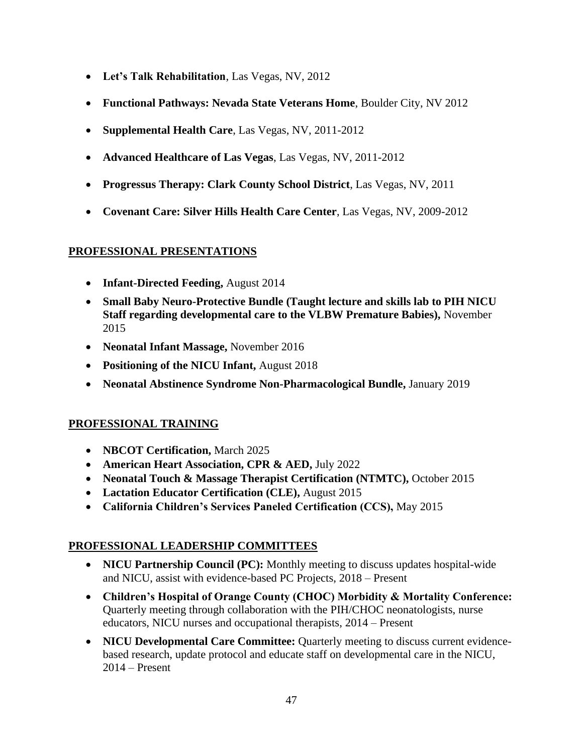- **Let's Talk Rehabilitation**, Las Vegas, NV, 2012
- **Functional Pathways: Nevada State Veterans Home**, Boulder City, NV 2012
- **Supplemental Health Care**, Las Vegas, NV, 2011-2012
- **Advanced Healthcare of Las Vegas**, Las Vegas, NV, 2011-2012
- **Progressus Therapy: Clark County School District**, Las Vegas, NV, 2011
- **Covenant Care: Silver Hills Health Care Center**, Las Vegas, NV, 2009-2012

## PROFESSIONAL PRESENTATIONS

- **Infant-Directed Feeding,** August 2014
- **Small Baby Neuro-Protective Bundle (Taught lecture and skills lab to PIH NICU Staff regarding developmental care to the VLBW Premature Babies),** November 2015
- **Neonatal Infant Massage,** November 2016
- **Positioning of the NICU Infant,** August 2018
- **Neonatal Abstinence Syndrome Non-Pharmacological Bundle,** January 2019

## PROFESSIONAL TRAINING

- **NBCOT Certification,** March 2025
- **American Heart Association, CPR & AED,** July 2022
- **Neonatal Touch & Massage Therapist Certification (NTMTC),** October 2015
- **Lactation Educator Certification (CLE),** August 2015
- **California Children's Services Paneled Certification (CCS),** May 2015

## PROFESSIONAL LEADERSHIP COMMITTEES

- **NICU Partnership Council (PC):** Monthly meeting to discuss updates hospital-wide and NICU, assist with evidence-based PC Projects, 2018 – Present
- **Children's Hospital of Orange County (CHOC) Morbidity & Mortality Conference:** Quarterly meeting through collaboration with the PIH/CHOC neonatologists, nurse educators, NICU nurses and occupational therapists, 2014 – Present
- **NICU Developmental Care Committee:** Quarterly meeting to discuss current evidence-based research, update protocol and educate staff on developmental care in the NICU, 2014 – Present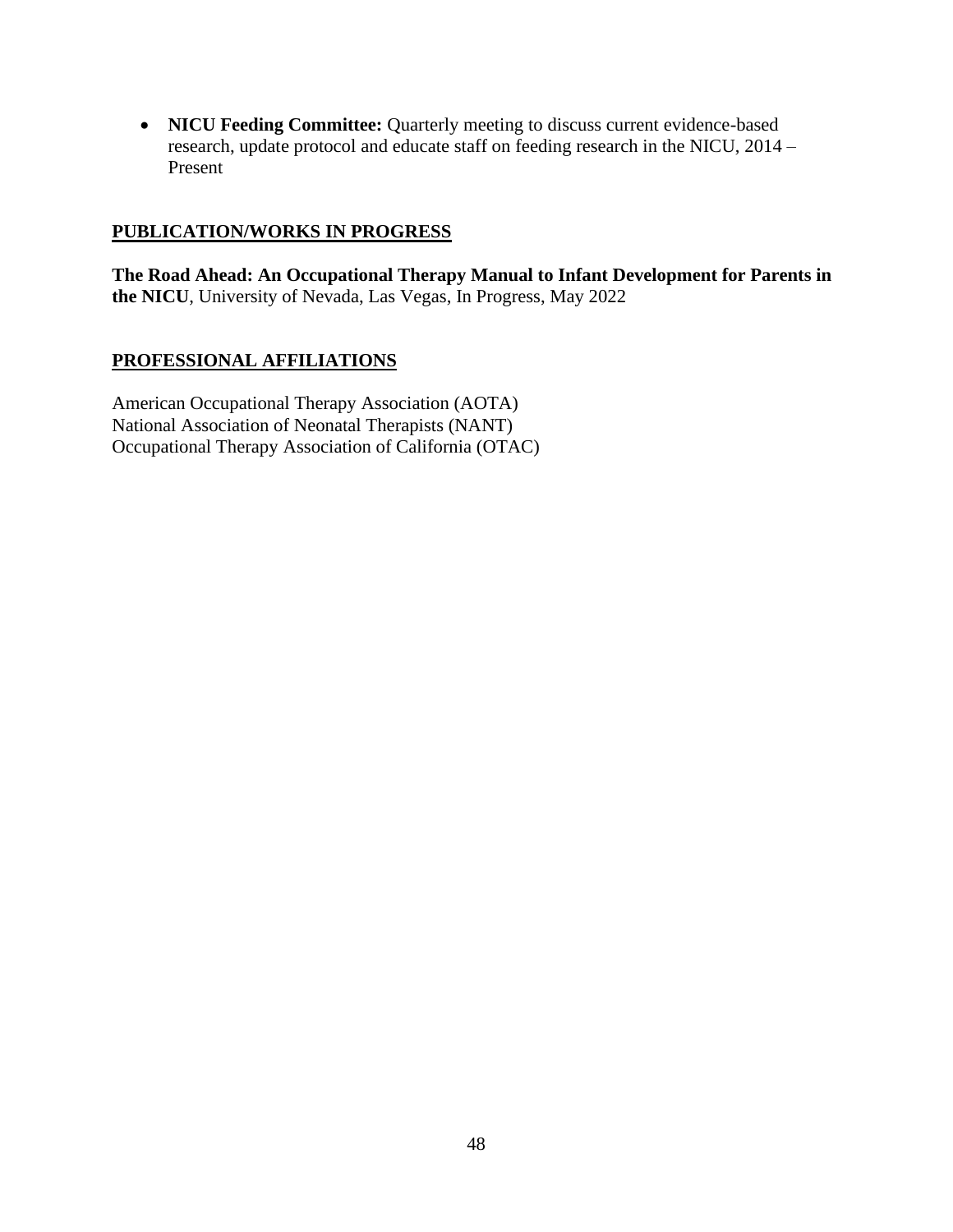- **NICU Feeding Committee:** Quarterly meeting to discuss current evidence-based research, update protocol and educate staff on feeding research in the NICU, 2014 – Present

## PUBLICATION/WORKS IN PROGRESS

**The Road Ahead: An Occupational Therapy Manual to Infant Development for Parents in the NICU**, University of Nevada, Las Vegas, In Progress, May 2022

## PROFESSIONAL AFFILIATIONS

American Occupational Therapy Association (AOTA)
National Association of Neonatal Therapists (NANT)
Occupational Therapy Association of California (OTAC)